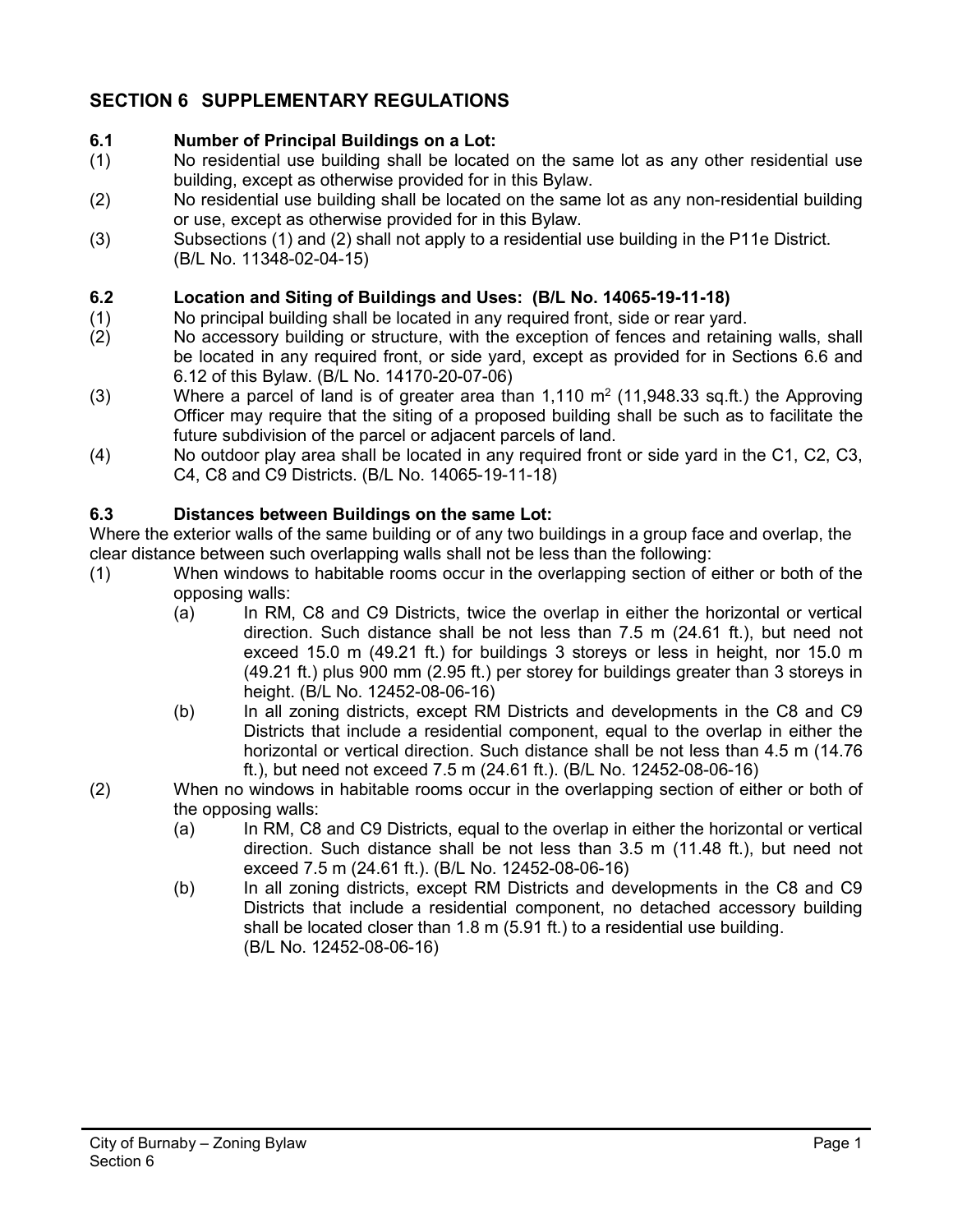# SECTION 6 SUPPLEMENTARY REGULATIONS

### 6.1 Number of Principal Buildings on a Lot:

(1) No residential use building shall be located on the same lot as any other residential use building, except as otherwise provided for in this Bylaw.

(2) No residential use building shall be located on the same lot as any non-residential building or use, except as otherwise provided for in this Bylaw.

(3) Subsections (1) and (2) shall not apply to a residential use building in the P11e District. (B/L No. 11348-02-04-15)

### 6.2 Location and Siting of Buildings and Uses: (B/L No. 14065-19-11-18)

(1) No principal building shall be located in any required front, side or rear yard.

(2) No accessory building or structure, with the exception of fences and retaining walls, shall be located in any required front, or side yard, except as provided for in Sections 6.6 and 6.12 of this Bylaw. (B/L No. 14170-20-07-06)

(3) Where a parcel of land is of greater area than 1,110 $m^2$ (11,948.33 sq.ft.) the Approving Officer may require that the siting of a proposed building shall be such as to facilitate the future subdivision of the parcel or adjacent parcels of land.

(4) No outdoor play area shall be located in any required front or side yard in the C1, C2, C3, C4, C8 and C9 Districts. (B/L No. 14065-19-11-18)

### 6.3 Distances between Buildings on the same Lot:

Where the exterior walls of the same building or of any two buildings in a group face and overlap, the clear distance between such overlapping walls shall not be less than the following:

(1) When windows to habitable rooms occur in the overlapping section of either or both of the opposing walls:

  (a) In RM, C8 and C9 Districts, twice the overlap in either the horizontal or vertical direction. Such distance shall be not less than 7.5 m (24.61 ft.), but need not exceed 15.0 m (49.21 ft.) for buildings 3 storeys or less in height, nor 15.0 m (49.21 ft.) plus 900 mm (2.95 ft.) per storey for buildings greater than 3 storeys in height. (B/L No. 12452-08-06-16)

  (b) In all zoning districts, except RM Districts and developments in the C8 and C9 Districts that include a residential component, equal to the overlap in either the horizontal or vertical direction. Such distance shall be not less than 4.5 m (14.76 ft.), but need not exceed 7.5 m (24.61 ft.). (B/L No. 12452-08-06-16)

(2) When no windows in habitable rooms occur in the overlapping section of either or both of the opposing walls:

  (a) In RM, C8 and C9 Districts, equal to the overlap in either the horizontal or vertical direction. Such distance shall be not less than 3.5 m (11.48 ft.), but need not exceed 7.5 m (24.61 ft.). (B/L No. 12452-08-06-16)

  (b) In all zoning districts, except RM Districts and developments in the C8 and C9 Districts that include a residential component, no detached accessory building shall be located closer than 1.8 m (5.91 ft.) to a residential use building. (B/L No. 12452-08-06-16)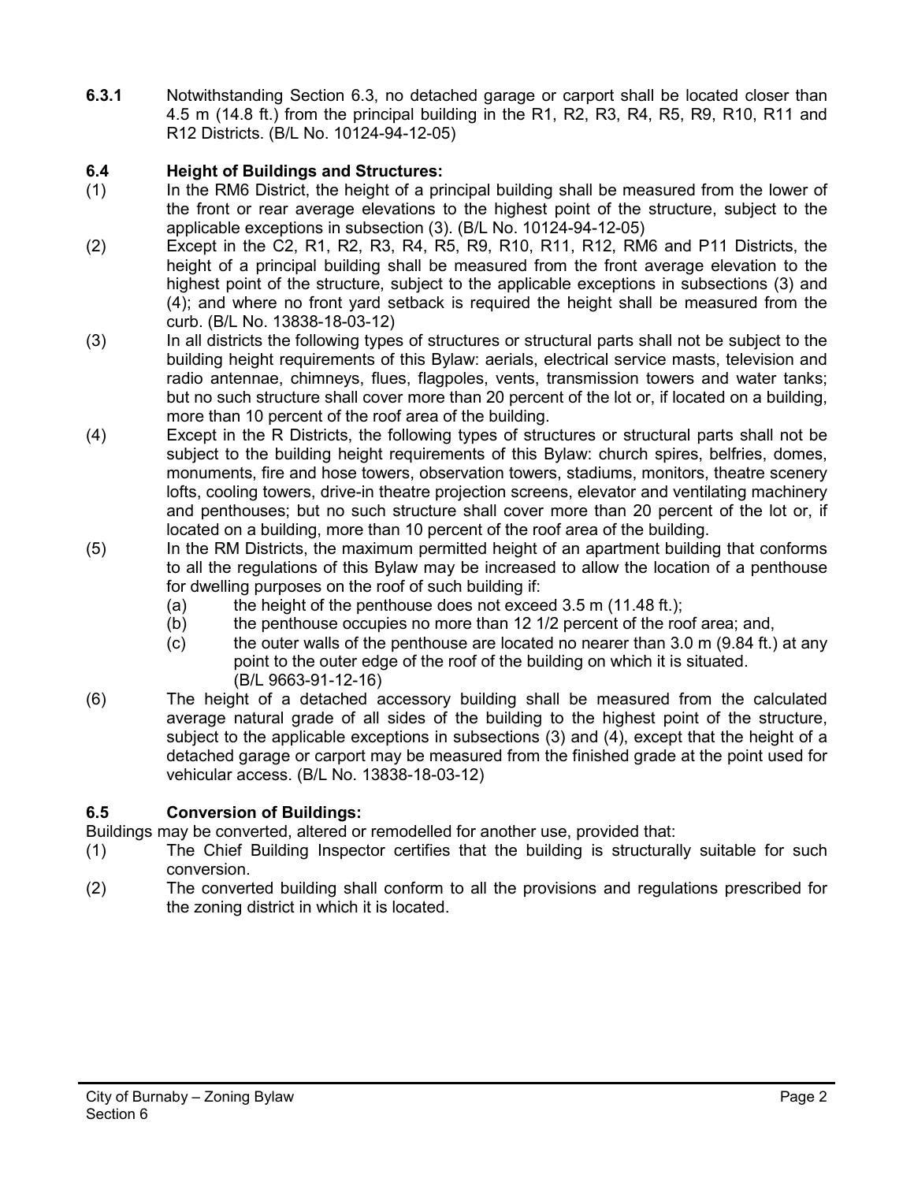**6.3.1** Notwithstanding Section 6.3, no detached garage or carport shall be located closer than 4.5 m (14.8 ft.) from the principal building in the R1, R2, R3, R4, R5, R9, R10, R11 and R12 Districts. (B/L No. 10124-94-12-05)

### 6.4 Height of Buildings and Structures:

(1) In the RM6 District, the height of a principal building shall be measured from the lower of the front or rear average elevations to the highest point of the structure, subject to the applicable exceptions in subsection (3). (B/L No. 10124-94-12-05)

(2) Except in the C2, R1, R2, R3, R4, R5, R9, R10, R11, R12, RM6 and P11 Districts, the height of a principal building shall be measured from the front average elevation to the highest point of the structure, subject to the applicable exceptions in subsections (3) and (4); and where no front yard setback is required the height shall be measured from the curb. (B/L No. 13838-18-03-12)

(3) In all districts the following types of structures or structural parts shall not be subject to the building height requirements of this Bylaw: aerials, electrical service masts, television and radio antennae, chimneys, flues, flagpoles, vents, transmission towers and water tanks; but no such structure shall cover more than 20 percent of the lot or, if located on a building, more than 10 percent of the roof area of the building.

(4) Except in the R Districts, the following types of structures or structural parts shall not be subject to the building height requirements of this Bylaw: church spires, belfries, domes, monuments, fire and hose towers, observation towers, stadiums, monitors, theatre scenery lofts, cooling towers, drive-in theatre projection screens, elevator and ventilating machinery and penthouses; but no such structure shall cover more than 20 percent of the lot or, if located on a building, more than 10 percent of the roof area of the building.

(5) In the RM Districts, the maximum permitted height of an apartment building that conforms to all the regulations of this Bylaw may be increased to allow the location of a penthouse for dwelling purposes on the roof of such building if:

 (a) the height of the penthouse does not exceed 3.5 m (11.48 ft.);
 (b) the penthouse occupies no more than 12 1/2 percent of the roof area; and,
 (c) the outer walls of the penthouse are located no nearer than 3.0 m (9.84 ft.) at any point to the outer edge of the roof of the building on which it is situated. (B/L 9663-91-12-16)

(6) The height of a detached accessory building shall be measured from the calculated average natural grade of all sides of the building to the highest point of the structure, subject to the applicable exceptions in subsections (3) and (4), except that the height of a detached garage or carport may be measured from the finished grade at the point used for vehicular access. (B/L No. 13838-18-03-12)

### 6.5 Conversion of Buildings:

Buildings may be converted, altered or remodelled for another use, provided that:

(1) The Chief Building Inspector certifies that the building is structurally suitable for such conversion.

(2) The converted building shall conform to all the provisions and regulations prescribed for the zoning district in which it is located.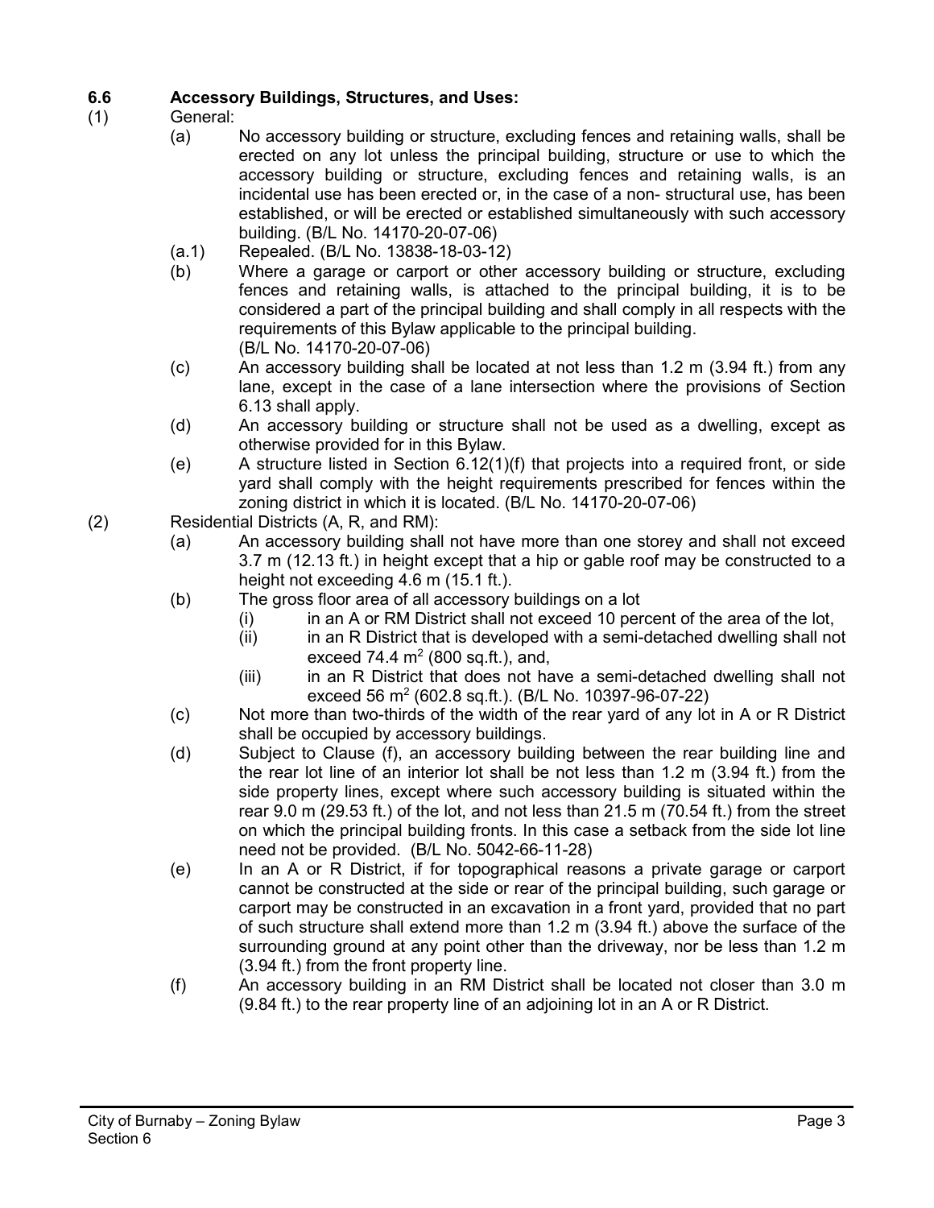### 6.6 Accessory Buildings, Structures, and Uses:

(1) General:

(a) No accessory building or structure, excluding fences and retaining walls, shall be erected on any lot unless the principal building, structure or use to which the accessory building or structure, excluding fences and retaining walls, is an incidental use has been erected or, in the case of a non- structural use, has been established, or will be erected or established simultaneously with such accessory building. (B/L No. 14170-20-07-06)

(a.1) Repealed. (B/L No. 13838-18-03-12)

(b) Where a garage or carport or other accessory building or structure, excluding fences and retaining walls, is attached to the principal building, it is to be considered a part of the principal building and shall comply in all respects with the requirements of this Bylaw applicable to the principal building. (B/L No. 14170-20-07-06)

(c) An accessory building shall be located at not less than 1.2 m (3.94 ft.) from any lane, except in the case of a lane intersection where the provisions of Section 6.13 shall apply.

(d) An accessory building or structure shall not be used as a dwelling, except as otherwise provided for in this Bylaw.

(e) A structure listed in Section 6.12(1)(f) that projects into a required front, or side yard shall comply with the height requirements prescribed for fences within the zoning district in which it is located. (B/L No. 14170-20-07-06)

(2) Residential Districts (A, R, and RM):

(a) An accessory building shall not have more than one storey and shall not exceed 3.7 m (12.13 ft.) in height except that a hip or gable roof may be constructed to a height not exceeding 4.6 m (15.1 ft.).

(b) The gross floor area of all accessory buildings on a lot

(i) in an A or RM District shall not exceed 10 percent of the area of the lot,

(ii) in an R District that is developed with a semi-detached dwelling shall not exceed 74.4 $m^2$ (800 sq.ft.), and,

(iii) in an R District that does not have a semi-detached dwelling shall not exceed 56 $m^2$ (602.8 sq.ft.). (B/L No. 10397-96-07-22)

(c) Not more than two-thirds of the width of the rear yard of any lot in A or R District shall be occupied by accessory buildings.

(d) Subject to Clause (f), an accessory building between the rear building line and the rear lot line of an interior lot shall be not less than 1.2 m (3.94 ft.) from the side property lines, except where such accessory building is situated within the rear 9.0 m (29.53 ft.) of the lot, and not less than 21.5 m (70.54 ft.) from the street on which the principal building fronts. In this case a setback from the side lot line need not be provided. (B/L No. 5042-66-11-28)

(e) In an A or R District, if for topographical reasons a private garage or carport cannot be constructed at the side or rear of the principal building, such garage or carport may be constructed in an excavation in a front yard, provided that no part of such structure shall extend more than 1.2 m (3.94 ft.) above the surface of the surrounding ground at any point other than the driveway, nor be less than 1.2 m (3.94 ft.) from the front property line.

(f) An accessory building in an RM District shall be located not closer than 3.0 m (9.84 ft.) to the rear property line of an adjoining lot in an A or R District.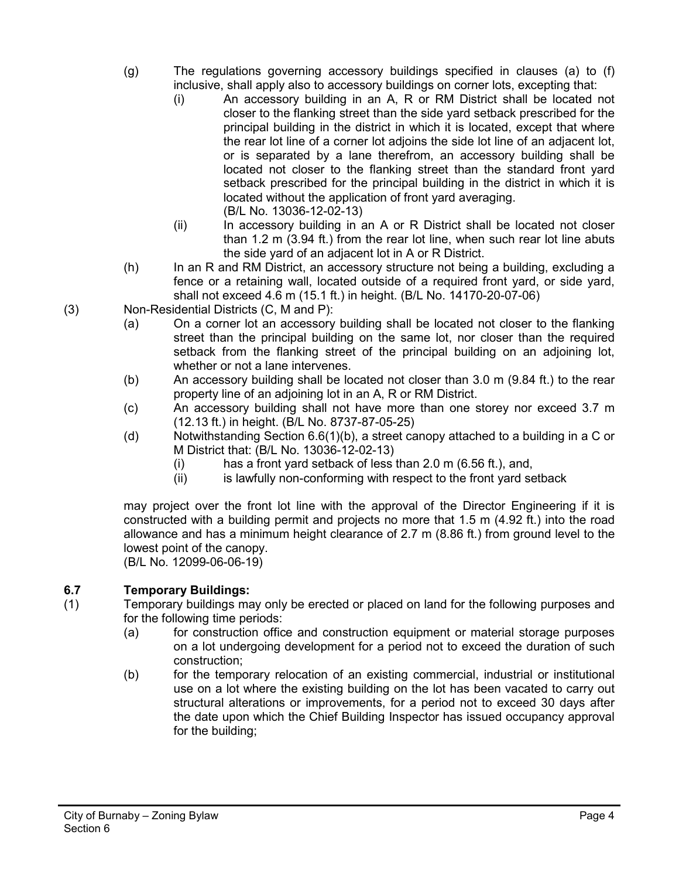(g) The regulations governing accessory buildings specified in clauses (a) to (f) inclusive, shall apply also to accessory buildings on corner lots, excepting that:

(i) An accessory building in an A, R or RM District shall be located not closer to the flanking street than the side yard setback prescribed for the principal building in the district in which it is located, except that where the rear lot line of a corner lot adjoins the side lot line of an adjacent lot, or is separated by a lane therefrom, an accessory building shall be located not closer to the flanking street than the standard front yard setback prescribed for the principal building in the district in which it is located without the application of front yard averaging. (B/L No. 13036-12-02-13)

(ii) In accessory building in an A or R District shall be located not closer than 1.2 m (3.94 ft.) from the rear lot line, when such rear lot line abuts the side yard of an adjacent lot in A or R District.

(h) In an R and RM District, an accessory structure not being a building, excluding a fence or a retaining wall, located outside of a required front yard, or side yard, shall not exceed 4.6 m (15.1 ft.) in height. (B/L No. 14170-20-07-06)

(3) Non-Residential Districts (C, M and P):

(a) On a corner lot an accessory building shall be located not closer to the flanking street than the principal building on the same lot, nor closer than the required setback from the flanking street of the principal building on an adjoining lot, whether or not a lane intervenes.

(b) An accessory building shall be located not closer than 3.0 m (9.84 ft.) to the rear property line of an adjoining lot in an A, R or RM District.

(c) An accessory building shall not have more than one storey nor exceed 3.7 m (12.13 ft.) in height. (B/L No. 8737-87-05-25)

(d) Notwithstanding Section 6.6(1)(b), a street canopy attached to a building in a C or M District that: (B/L No. 13036-12-02-13)

(i) has a front yard setback of less than 2.0 m (6.56 ft.), and,

(ii) is lawfully non-conforming with respect to the front yard setback

may project over the front lot line with the approval of the Director Engineering if it is constructed with a building permit and projects no more that 1.5 m (4.92 ft.) into the road allowance and has a minimum height clearance of 2.7 m (8.86 ft.) from ground level to the lowest point of the canopy.
(B/L No. 12099-06-06-19)

### 6.7 Temporary Buildings:

(1) Temporary buildings may only be erected or placed on land for the following purposes and for the following time periods:

(a) for construction office and construction equipment or material storage purposes on a lot undergoing development for a period not to exceed the duration of such construction;

(b) for the temporary relocation of an existing commercial, industrial or institutional use on a lot where the existing building on the lot has been vacated to carry out structural alterations or improvements, for a period not to exceed 30 days after the date upon which the Chief Building Inspector has issued occupancy approval for the building;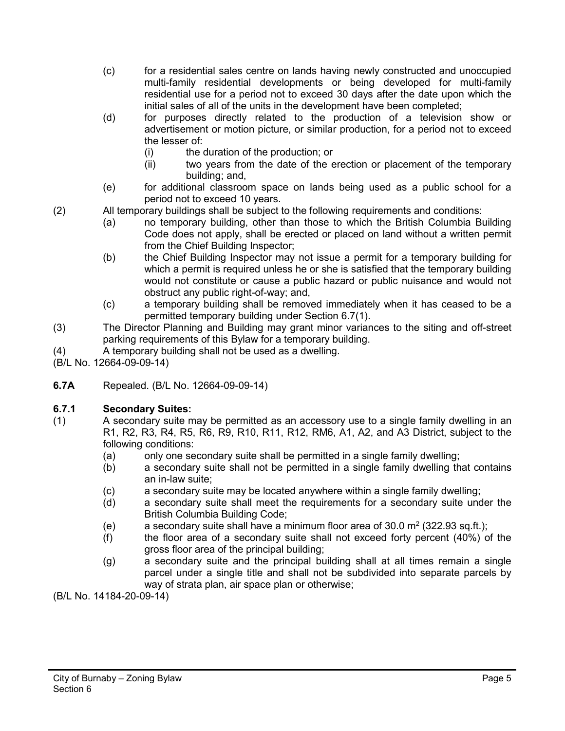(c) for a residential sales centre on lands having newly constructed and unoccupied multi-family residential developments or being developed for multi-family residential use for a period not to exceed 30 days after the date upon which the initial sales of all of the units in the development have been completed;

(d) for purposes directly related to the production of a television show or advertisement or motion picture, or similar production, for a period not to exceed the lesser of:

(i) the duration of the production; or

(ii) two years from the date of the erection or placement of the temporary building; and,

(e) for additional classroom space on lands being used as a public school for a period not to exceed 10 years.

(2) All temporary buildings shall be subject to the following requirements and conditions:

(a) no temporary building, other than those to which the British Columbia Building Code does not apply, shall be erected or placed on land without a written permit from the Chief Building Inspector;

(b) the Chief Building Inspector may not issue a permit for a temporary building for which a permit is required unless he or she is satisfied that the temporary building would not constitute or cause a public hazard or public nuisance and would not obstruct any public right-of-way; and,

(c) a temporary building shall be removed immediately when it has ceased to be a permitted temporary building under Section 6.7(1).

(3) The Director Planning and Building may grant minor variances to the siting and off-street parking requirements of this Bylaw for a temporary building.

(4) A temporary building shall not be used as a dwelling.

(B/L No. 12664-09-09-14)

**6.7A** Repealed. (B/L No. 12664-09-09-14)

**6.7.1 Secondary Suites:**

(1) A secondary suite may be permitted as an accessory use to a single family dwelling in an R1, R2, R3, R4, R5, R6, R9, R10, R11, R12, RM6, A1, A2, and A3 District, subject to the following conditions:

(a) only one secondary suite shall be permitted in a single family dwelling;

(b) a secondary suite shall not be permitted in a single family dwelling that contains an in-law suite;

(c) a secondary suite may be located anywhere within a single family dwelling;

(d) a secondary suite shall meet the requirements for a secondary suite under the British Columbia Building Code;

(e) a secondary suite shall have a minimum floor area of 30.0 $m^2$ (322.93 sq.ft.);

(f) the floor area of a secondary suite shall not exceed forty percent (40%) of the gross floor area of the principal building;

(g) a secondary suite and the principal building shall at all times remain a single parcel under a single title and shall not be subdivided into separate parcels by way of strata plan, air space plan or otherwise;

(B/L No. 14184-20-09-14)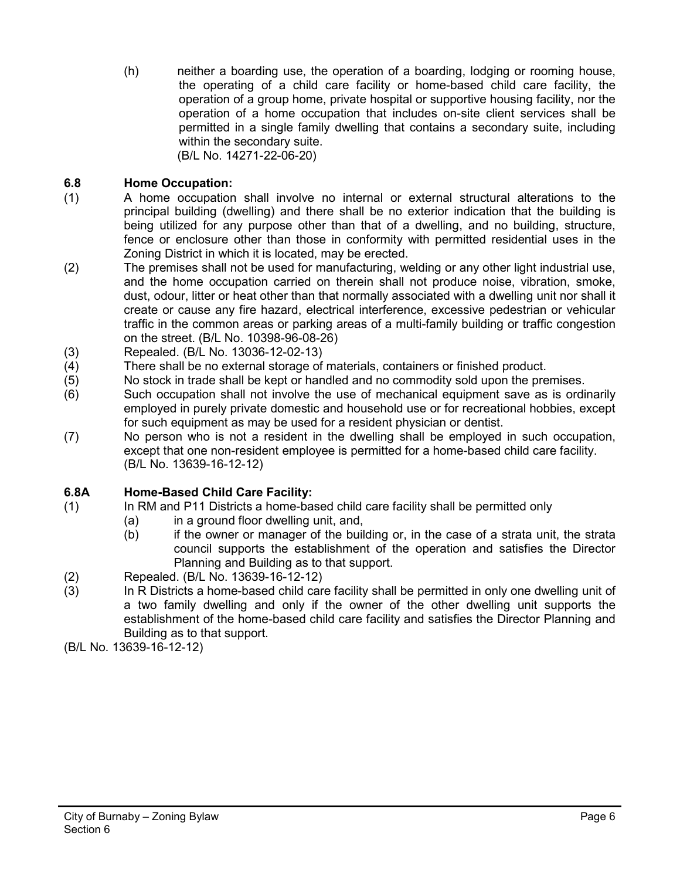(h) neither a boarding use, the operation of a boarding, lodging or rooming house, the operating of a child care facility or home-based child care facility, the operation of a group home, private hospital or supportive housing facility, nor the operation of a home occupation that includes on-site client services shall be permitted in a single family dwelling that contains a secondary suite, including within the secondary suite.
(B/L No. 14271-22-06-20)

### 6.8 Home Occupation:

(1) A home occupation shall involve no internal or external structural alterations to the principal building (dwelling) and there shall be no exterior indication that the building is being utilized for any purpose other than that of a dwelling, and no building, structure, fence or enclosure other than those in conformity with permitted residential uses in the Zoning District in which it is located, may be erected.

(2) The premises shall not be used for manufacturing, welding or any other light industrial use, and the home occupation carried on therein shall not produce noise, vibration, smoke, dust, odour, litter or heat other than that normally associated with a dwelling unit nor shall it create or cause any fire hazard, electrical interference, excessive pedestrian or vehicular traffic in the common areas or parking areas of a multi-family building or traffic congestion on the street. (B/L No. 10398-96-08-26)

(3) Repealed. (B/L No. 13036-12-02-13)

(4) There shall be no external storage of materials, containers or finished product.

(5) No stock in trade shall be kept or handled and no commodity sold upon the premises.

(6) Such occupation shall not involve the use of mechanical equipment save as is ordinarily employed in purely private domestic and household use or for recreational hobbies, except for such equipment as may be used for a resident physician or dentist.

(7) No person who is not a resident in the dwelling shall be employed in such occupation, except that one non-resident employee is permitted for a home-based child care facility.
(B/L No. 13639-16-12-12)

### 6.8A Home-Based Child Care Facility:

(1) In RM and P11 Districts a home-based child care facility shall be permitted only
   (a) in a ground floor dwelling unit, and,
   (b) if the owner or manager of the building or, in the case of a strata unit, the strata council supports the establishment of the operation and satisfies the Director Planning and Building as to that support.

(2) Repealed. (B/L No. 13639-16-12-12)

(3) In R Districts a home-based child care facility shall be permitted in only one dwelling unit of a two family dwelling and only if the owner of the other dwelling unit supports the establishment of the home-based child care facility and satisfies the Director Planning and Building as to that support.

(B/L No. 13639-16-12-12)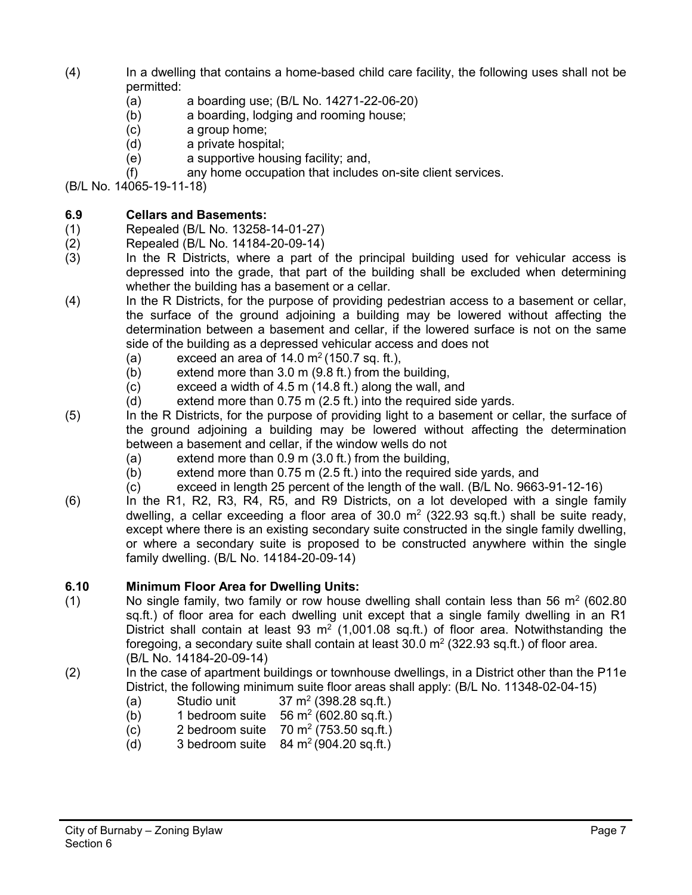(4) In a dwelling that contains a home-based child care facility, the following uses shall not be permitted:
   - (a) a boarding use; (B/L No. 14271-22-06-20)
   - (b) a boarding, lodging and rooming house;
   - (c) a group home;
   - (d) a private hospital;
   - (e) a supportive housing facility; and,
   - (f) any home occupation that includes on-site client services.

(B/L No. 14065-19-11-18)

### 6.9 Cellars and Basements:

(1) Repealed (B/L No. 13258-14-01-27)

(2) Repealed (B/L No. 14184-20-09-14)

(3) In the R Districts, where a part of the principal building used for vehicular access is depressed into the grade, that part of the building shall be excluded when determining whether the building has a basement or a cellar.

(4) In the R Districts, for the purpose of providing pedestrian access to a basement or cellar, the surface of the ground adjoining a building may be lowered without affecting the determination between a basement and cellar, if the lowered surface is not on the same side of the building as a depressed vehicular access and does not
   - (a) exceed an area of 14.0 $m^2$ (150.7 sq. ft.),
   - (b) extend more than 3.0 m (9.8 ft.) from the building,
   - (c) exceed a width of 4.5 m (14.8 ft.) along the wall, and
   - (d) extend more than 0.75 m (2.5 ft.) into the required side yards.

(5) In the R Districts, for the purpose of providing light to a basement or cellar, the surface of the ground adjoining a building may be lowered without affecting the determination between a basement and cellar, if the window wells do not
   - (a) extend more than 0.9 m (3.0 ft.) from the building,
   - (b) extend more than 0.75 m (2.5 ft.) into the required side yards, and
   - (c) exceed in length 25 percent of the length of the wall. (B/L No. 9663-91-12-16)

(6) In the R1, R2, R3, R4, R5, and R9 Districts, on a lot developed with a single family dwelling, a cellar exceeding a floor area of 30.0 $m^2$ (322.93 sq.ft.) shall be suite ready, except where there is an existing secondary suite constructed in the single family dwelling, or where a secondary suite is proposed to be constructed anywhere within the single family dwelling. (B/L No. 14184-20-09-14)

### 6.10 Minimum Floor Area for Dwelling Units:

(1) No single family, two family or row house dwelling shall contain less than 56 $m^2$ (602.80 sq.ft.) of floor area for each dwelling unit except that a single family dwelling in an R1 District shall contain at least 93 $m^2$ (1,001.08 sq.ft.) of floor area. Notwithstanding the foregoing, a secondary suite shall contain at least 30.0 $m^2$ (322.93 sq.ft.) of floor area. (B/L No. 14184-20-09-14)

(2) In the case of apartment buildings or townhouse dwellings, in a District other than the P11e District, the following minimum suite floor areas shall apply: (B/L No. 11348-02-04-15)
   - (a) Studio unit 37 $m^2$ (398.28 sq.ft.)
   - (b) 1 bedroom suite 56 $m^2$ (602.80 sq.ft.)
   - (c) 2 bedroom suite 70 $m^2$ (753.50 sq.ft.)
   - (d) 3 bedroom suite 84 $m^2$ (904.20 sq.ft.)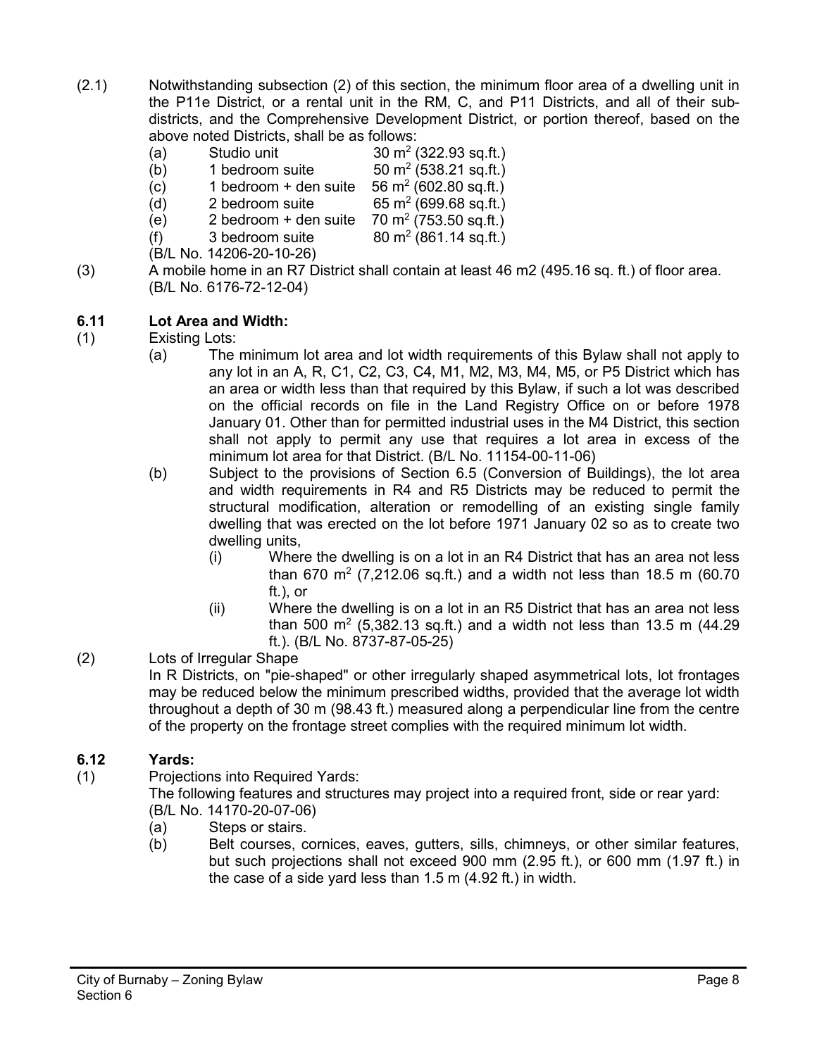(2.1) Notwithstanding subsection (2) of this section, the minimum floor area of a dwelling unit in the P11e District, or a rental unit in the RM, C, and P11 Districts, and all of their sub-districts, and the Comprehensive Development District, or portion thereof, based on the above noted Districts, shall be as follows:

| | | |
|---|---|---|
| (a) | Studio unit | 30 $m^2$ (322.93 sq.ft.) |
| (b) | 1 bedroom suite | 50 $m^2$ (538.21 sq.ft.) |
| (c) | 1 bedroom + den suite | 56 $m^2$ (602.80 sq.ft.) |
| (d) | 2 bedroom suite | 65 $m^2$ (699.68 sq.ft.) |
| (e) | 2 bedroom + den suite | 70 $m^2$ (753.50 sq.ft.) |
| (f) | 3 bedroom suite | 80 $m^2$ (861.14 sq.ft.) |

(B/L No. 14206-20-10-26)

(3) A mobile home in an R7 District shall contain at least 46 m2 (495.16 sq. ft.) of floor area. (B/L No. 6176-72-12-04)

## 6.11 Lot Area and Width:

(1) Existing Lots:

(a) The minimum lot area and lot width requirements of this Bylaw shall not apply to any lot in an A, R, C1, C2, C3, C4, M1, M2, M3, M4, M5, or P5 District which has an area or width less than that required by this Bylaw, if such a lot was described on the official records on file in the Land Registry Office on or before 1978 January 01. Other than for permitted industrial uses in the M4 District, this section shall not apply to permit any use that requires a lot area in excess of the minimum lot area for that District. (B/L No. 11154-00-11-06)

(b) Subject to the provisions of Section 6.5 (Conversion of Buildings), the lot area and width requirements in R4 and R5 Districts may be reduced to permit the structural modification, alteration or remodelling of an existing single family dwelling that was erected on the lot before 1971 January 02 so as to create two dwelling units,

(i) Where the dwelling is on a lot in an R4 District that has an area not less than 670 $m^2$ (7,212.06 sq.ft.) and a width not less than 18.5 m (60.70 ft.), or

(ii) Where the dwelling is on a lot in an R5 District that has an area not less than 500 $m^2$ (5,382.13 sq.ft.) and a width not less than 13.5 m (44.29 ft.). (B/L No. 8737-87-05-25)

(2) Lots of Irregular Shape

In R Districts, on "pie-shaped" or other irregularly shaped asymmetrical lots, lot frontages may be reduced below the minimum prescribed widths, provided that the average lot width throughout a depth of 30 m (98.43 ft.) measured along a perpendicular line from the centre of the property on the frontage street complies with the required minimum lot width.

## 6.12 Yards:

(1) Projections into Required Yards:

The following features and structures may project into a required front, side or rear yard: (B/L No. 14170-20-07-06)

(a) Steps or stairs.

(b) Belt courses, cornices, eaves, gutters, sills, chimneys, or other similar features, but such projections shall not exceed 900 mm (2.95 ft.), or 600 mm (1.97 ft.) in the case of a side yard less than 1.5 m (4.92 ft.) in width.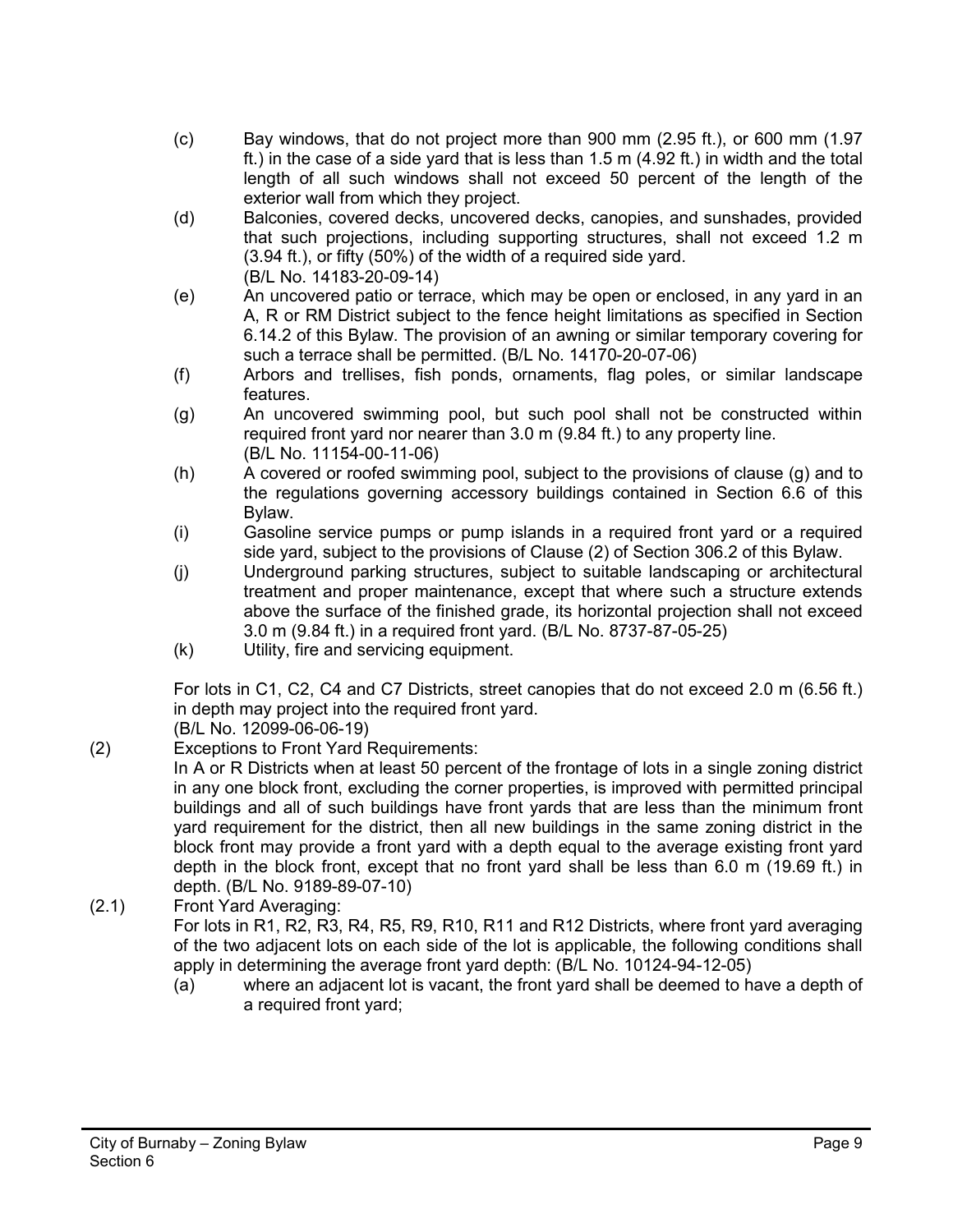(c) Bay windows, that do not project more than 900 mm (2.95 ft.), or 600 mm (1.97 ft.) in the case of a side yard that is less than 1.5 m (4.92 ft.) in width and the total length of all such windows shall not exceed 50 percent of the length of the exterior wall from which they project.

(d) Balconies, covered decks, uncovered decks, canopies, and sunshades, provided that such projections, including supporting structures, shall not exceed 1.2 m (3.94 ft.), or fifty (50%) of the width of a required side yard.
(B/L No. 14183-20-09-14)

(e) An uncovered patio or terrace, which may be open or enclosed, in any yard in an A, R or RM District subject to the fence height limitations as specified in Section 6.14.2 of this Bylaw. The provision of an awning or similar temporary covering for such a terrace shall be permitted. (B/L No. 14170-20-07-06)

(f) Arbors and trellises, fish ponds, ornaments, flag poles, or similar landscape features.

(g) An uncovered swimming pool, but such pool shall not be constructed within required front yard nor nearer than 3.0 m (9.84 ft.) to any property line.
(B/L No. 11154-00-11-06)

(h) A covered or roofed swimming pool, subject to the provisions of clause (g) and to the regulations governing accessory buildings contained in Section 6.6 of this Bylaw.

(i) Gasoline service pumps or pump islands in a required front yard or a required side yard, subject to the provisions of Clause (2) of Section 306.2 of this Bylaw.

(j) Underground parking structures, subject to suitable landscaping or architectural treatment and proper maintenance, except that where such a structure extends above the surface of the finished grade, its horizontal projection shall not exceed 3.0 m (9.84 ft.) in a required front yard. (B/L No. 8737-87-05-25)

(k) Utility, fire and servicing equipment.

For lots in C1, C2, C4 and C7 Districts, street canopies that do not exceed 2.0 m (6.56 ft.) in depth may project into the required front yard.
(B/L No. 12099-06-06-19)

(2) Exceptions to Front Yard Requirements:
In A or R Districts when at least 50 percent of the frontage of lots in a single zoning district in any one block front, excluding the corner properties, is improved with permitted principal buildings and all of such buildings have front yards that are less than the minimum front yard requirement for the district, then all new buildings in the same zoning district in the block front may provide a front yard with a depth equal to the average existing front yard depth in the block front, except that no front yard shall be less than 6.0 m (19.69 ft.) in depth. (B/L No. 9189-89-07-10)

(2.1) Front Yard Averaging:
For lots in R1, R2, R3, R4, R5, R9, R10, R11 and R12 Districts, where front yard averaging of the two adjacent lots on each side of the lot is applicable, the following conditions shall apply in determining the average front yard depth: (B/L No. 10124-94-12-05)

(a) where an adjacent lot is vacant, the front yard shall be deemed to have a depth of a required front yard;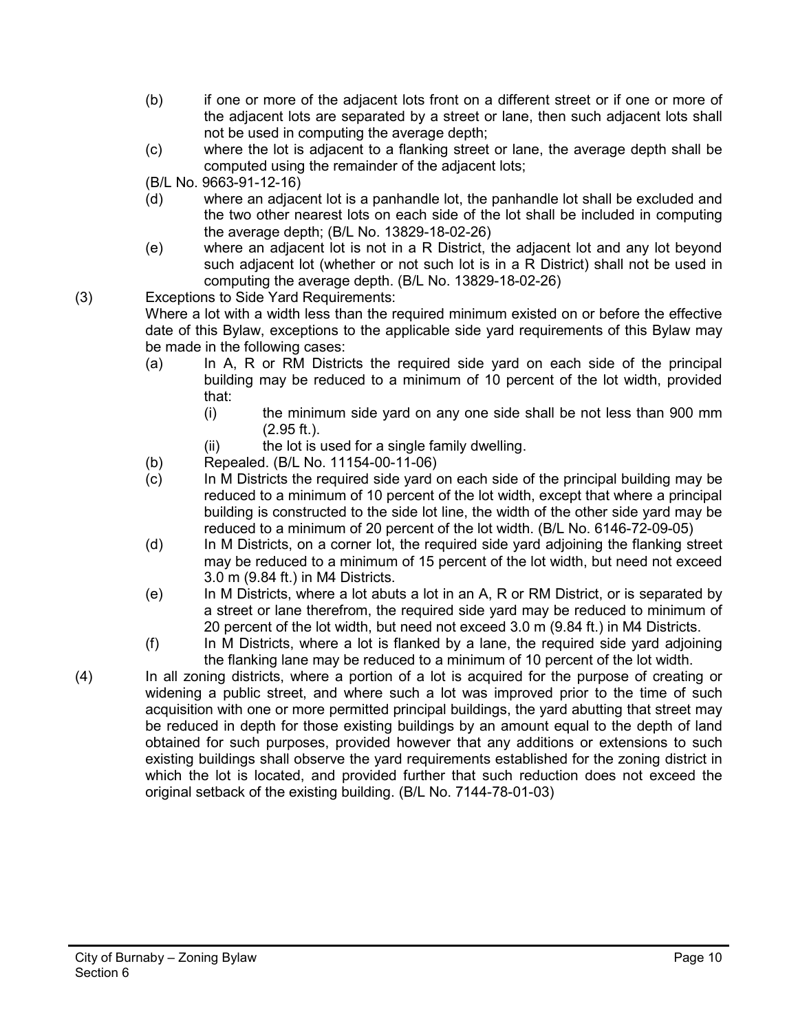(b) if one or more of the adjacent lots front on a different street or if one or more of the adjacent lots are separated by a street or lane, then such adjacent lots shall not be used in computing the average depth;

(c) where the lot is adjacent to a flanking street or lane, the average depth shall be computed using the remainder of the adjacent lots;

(B/L No. 9663-91-12-16)

(d) where an adjacent lot is a panhandle lot, the panhandle lot shall be excluded and the two other nearest lots on each side of the lot shall be included in computing the average depth; (B/L No. 13829-18-02-26)

(e) where an adjacent lot is not in a R District, the adjacent lot and any lot beyond such adjacent lot (whether or not such lot is in a R District) shall not be used in computing the average depth. (B/L No. 13829-18-02-26)

(3) Exceptions to Side Yard Requirements:

Where a lot with a width less than the required minimum existed on or before the effective date of this Bylaw, exceptions to the applicable side yard requirements of this Bylaw may be made in the following cases:

(a) In A, R or RM Districts the required side yard on each side of the principal building may be reduced to a minimum of 10 percent of the lot width, provided that:

 (i) the minimum side yard on any one side shall be not less than 900 mm (2.95 ft.).

 (ii) the lot is used for a single family dwelling.

(b) Repealed. (B/L No. 11154-00-11-06)

(c) In M Districts the required side yard on each side of the principal building may be reduced to a minimum of 10 percent of the lot width, except that where a principal building is constructed to the side lot line, the width of the other side yard may be reduced to a minimum of 20 percent of the lot width. (B/L No. 6146-72-09-05)

(d) In M Districts, on a corner lot, the required side yard adjoining the flanking street may be reduced to a minimum of 15 percent of the lot width, but need not exceed 3.0 m (9.84 ft.) in M4 Districts.

(e) In M Districts, where a lot abuts a lot in an A, R or RM District, or is separated by a street or lane therefrom, the required side yard may be reduced to minimum of 20 percent of the lot width, but need not exceed 3.0 m (9.84 ft.) in M4 Districts.

(f) In M Districts, where a lot is flanked by a lane, the required side yard adjoining the flanking lane may be reduced to a minimum of 10 percent of the lot width.

(4) In all zoning districts, where a portion of a lot is acquired for the purpose of creating or widening a public street, and where such a lot was improved prior to the time of such acquisition with one or more permitted principal buildings, the yard abutting that street may be reduced in depth for those existing buildings by an amount equal to the depth of land obtained for such purposes, provided however that any additions or extensions to such existing buildings shall observe the yard requirements established for the zoning district in which the lot is located, and provided further that such reduction does not exceed the original setback of the existing building. (B/L No. 7144-78-01-03)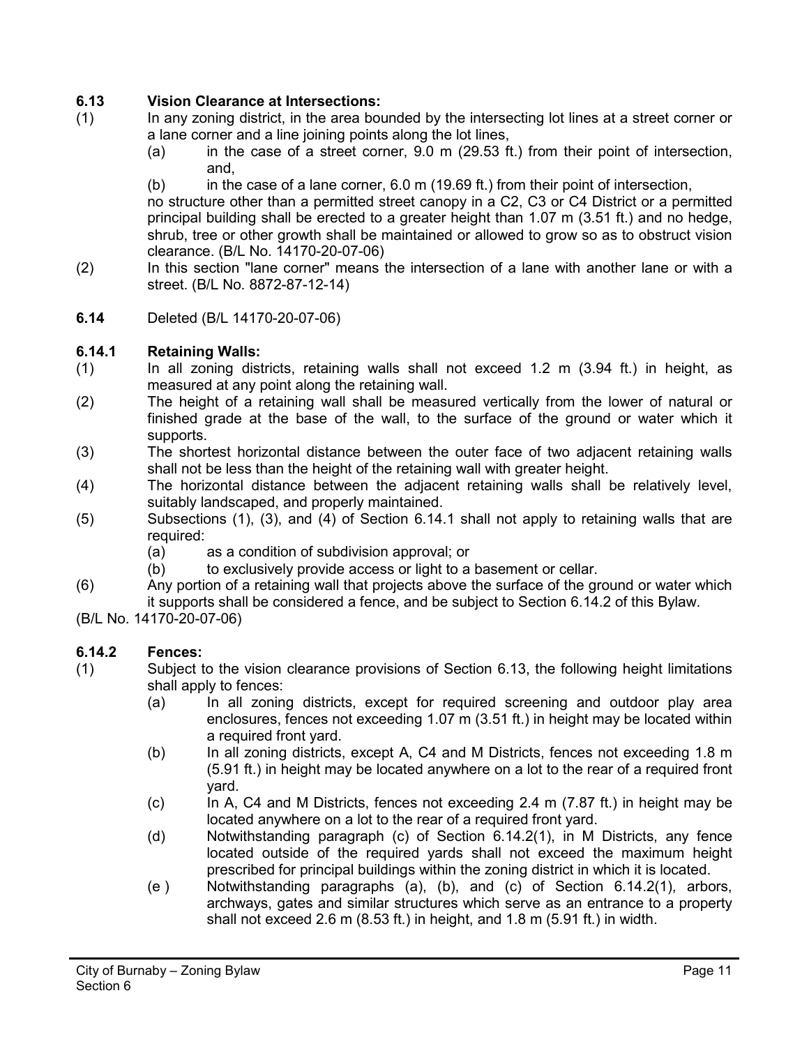### 6.13 Vision Clearance at Intersections:

(1) In any zoning district, in the area bounded by the intersecting lot lines at a street corner or a lane corner and a line joining points along the lot lines,

   (a) in the case of a street corner, 9.0 m (29.53 ft.) from their point of intersection, and,

   (b) in the case of a lane corner, 6.0 m (19.69 ft.) from their point of intersection,

   no structure other than a permitted street canopy in a C2, C3 or C4 District or a permitted principal building shall be erected to a greater height than 1.07 m (3.51 ft.) and no hedge, shrub, tree or other growth shall be maintained or allowed to grow so as to obstruct vision clearance. (B/L No. 14170-20-07-06)

(2) In this section "lane corner" means the intersection of a lane with another lane or with a street. (B/L No. 8872-87-12-14)

**6.14** Deleted (B/L 14170-20-07-06)

### 6.14.1 Retaining Walls:

(1) In all zoning districts, retaining walls shall not exceed 1.2 m (3.94 ft.) in height, as measured at any point along the retaining wall.

(2) The height of a retaining wall shall be measured vertically from the lower of natural or finished grade at the base of the wall, to the surface of the ground or water which it supports.

(3) The shortest horizontal distance between the outer face of two adjacent retaining walls shall not be less than the height of the retaining wall with greater height.

(4) The horizontal distance between the adjacent retaining walls shall be relatively level, suitably landscaped, and properly maintained.

(5) Subsections (1), (3), and (4) of Section 6.14.1 shall not apply to retaining walls that are required:

   (a) as a condition of subdivision approval; or

   (b) to exclusively provide access or light to a basement or cellar.

(6) Any portion of a retaining wall that projects above the surface of the ground or water which it supports shall be considered a fence, and be subject to Section 6.14.2 of this Bylaw.

(B/L No. 14170-20-07-06)

### 6.14.2 Fences:

(1) Subject to the vision clearance provisions of Section 6.13, the following height limitations shall apply to fences:

   (a) In all zoning districts, except for required screening and outdoor play area enclosures, fences not exceeding 1.07 m (3.51 ft.) in height may be located within a required front yard.

   (b) In all zoning districts, except A, C4 and M Districts, fences not exceeding 1.8 m (5.91 ft.) in height may be located anywhere on a lot to the rear of a required front yard.

   (c) In A, C4 and M Districts, fences not exceeding 2.4 m (7.87 ft.) in height may be located anywhere on a lot to the rear of a required front yard.

   (d) Notwithstanding paragraph (c) of Section 6.14.2(1), in M Districts, any fence located outside of the required yards shall not exceed the maximum height prescribed for principal buildings within the zoning district in which it is located.

   (e) Notwithstanding paragraphs (a), (b), and (c) of Section 6.14.2(1), arbors, archways, gates and similar structures which serve as an entrance to a property shall not exceed 2.6 m (8.53 ft.) in height, and 1.8 m (5.91 ft.) in width.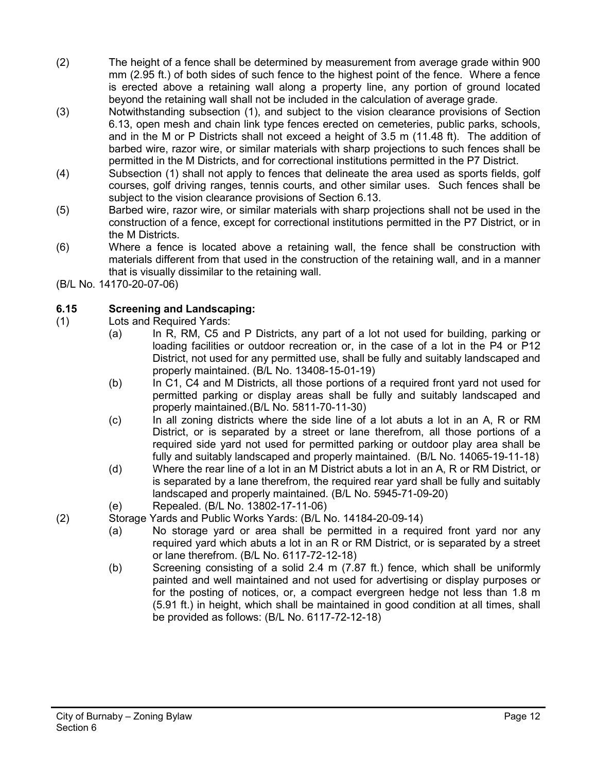(2) The height of a fence shall be determined by measurement from average grade within 900 mm (2.95 ft.) of both sides of such fence to the highest point of the fence. Where a fence is erected above a retaining wall along a property line, any portion of ground located beyond the retaining wall shall not be included in the calculation of average grade.

(3) Notwithstanding subsection (1), and subject to the vision clearance provisions of Section 6.13, open mesh and chain link type fences erected on cemeteries, public parks, schools, and in the M or P Districts shall not exceed a height of 3.5 m (11.48 ft). The addition of barbed wire, razor wire, or similar materials with sharp projections to such fences shall be permitted in the M Districts, and for correctional institutions permitted in the P7 District.

(4) Subsection (1) shall not apply to fences that delineate the area used as sports fields, golf courses, golf driving ranges, tennis courts, and other similar uses. Such fences shall be subject to the vision clearance provisions of Section 6.13.

(5) Barbed wire, razor wire, or similar materials with sharp projections shall not be used in the construction of a fence, except for correctional institutions permitted in the P7 District, or in the M Districts.

(6) Where a fence is located above a retaining wall, the fence shall be construction with materials different from that used in the construction of the retaining wall, and in a manner that is visually dissimilar to the retaining wall.

(B/L No. 14170-20-07-06)

### 6.15 Screening and Landscaping:

(1) Lots and Required Yards:

- (a) In R, RM, C5 and P Districts, any part of a lot not used for building, parking or loading facilities or outdoor recreation or, in the case of a lot in the P4 or P12 District, not used for any permitted use, shall be fully and suitably landscaped and properly maintained. (B/L No. 13408-15-01-19)
- (b) In C1, C4 and M Districts, all those portions of a required front yard not used for permitted parking or display areas shall be fully and suitably landscaped and properly maintained.(B/L No. 5811-70-11-30)
- (c) In all zoning districts where the side line of a lot abuts a lot in an A, R or RM District, or is separated by a street or lane therefrom, all those portions of a required side yard not used for permitted parking or outdoor play area shall be fully and suitably landscaped and properly maintained. (B/L No. 14065-19-11-18)
- (d) Where the rear line of a lot in an M District abuts a lot in an A, R or RM District, or is separated by a lane therefrom, the required rear yard shall be fully and suitably landscaped and properly maintained. (B/L No. 5945-71-09-20)
- (e) Repealed. (B/L No. 13802-17-11-06)

(2) Storage Yards and Public Works Yards: (B/L No. 14184-20-09-14)

- (a) No storage yard or area shall be permitted in a required front yard nor any required yard which abuts a lot in an R or RM District, or is separated by a street or lane therefrom. (B/L No. 6117-72-12-18)
- (b) Screening consisting of a solid 2.4 m (7.87 ft.) fence, which shall be uniformly painted and well maintained and not used for advertising or display purposes or for the posting of notices, or, a compact evergreen hedge not less than 1.8 m (5.91 ft.) in height, which shall be maintained in good condition at all times, shall be provided as follows: (B/L No. 6117-72-12-18)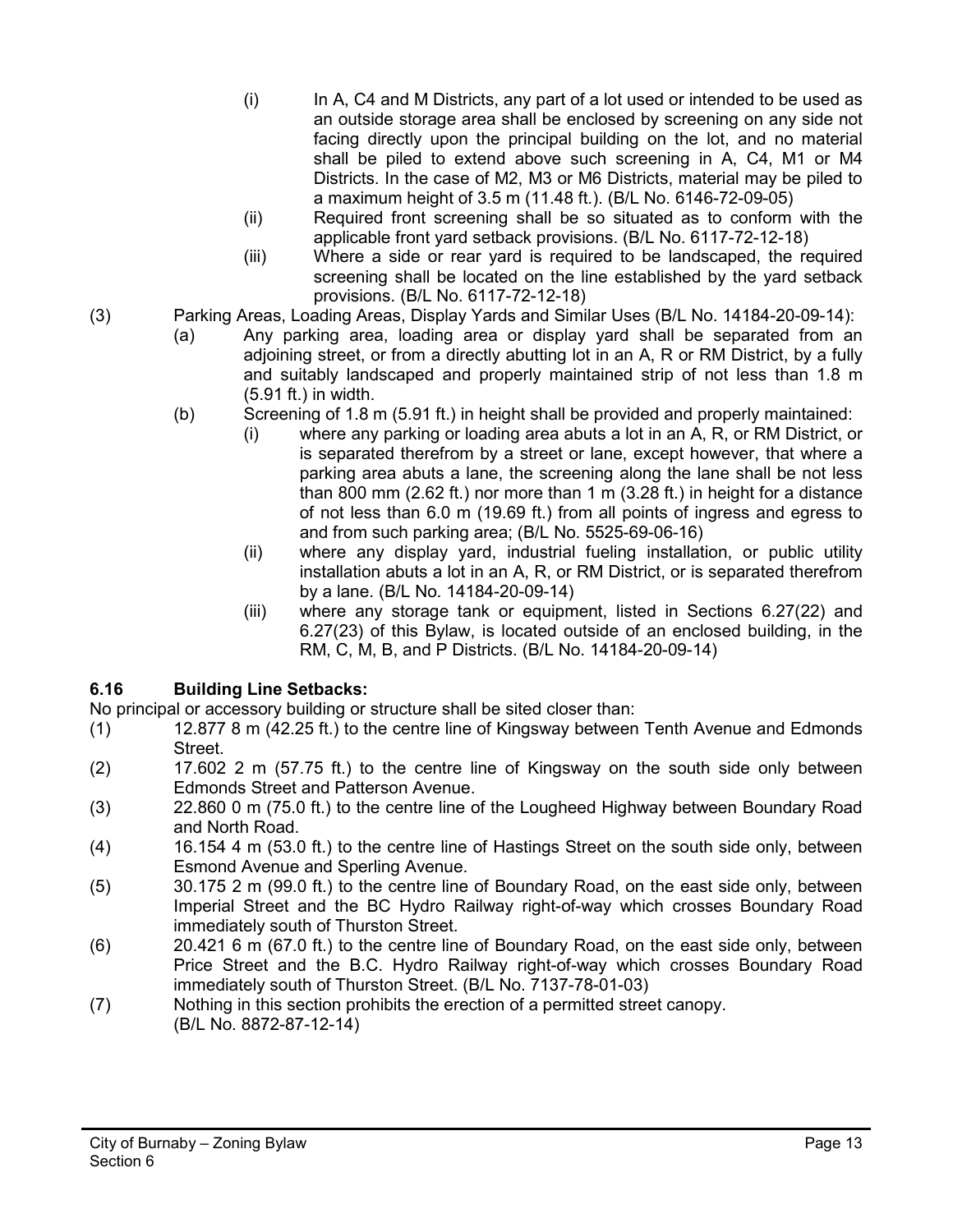(i) In A, C4 and M Districts, any part of a lot used or intended to be used as an outside storage area shall be enclosed by screening on any side not facing directly upon the principal building on the lot, and no material shall be piled to extend above such screening in A, C4, M1 or M4 Districts. In the case of M2, M3 or M6 Districts, material may be piled to a maximum height of 3.5 m (11.48 ft.). (B/L No. 6146-72-09-05)

(ii) Required front screening shall be so situated as to conform with the applicable front yard setback provisions. (B/L No. 6117-72-12-18)

(iii) Where a side or rear yard is required to be landscaped, the required screening shall be located on the line established by the yard setback provisions. (B/L No. 6117-72-12-18)

(3) Parking Areas, Loading Areas, Display Yards and Similar Uses (B/L No. 14184-20-09-14):

(a) Any parking area, loading area or display yard shall be separated from an adjoining street, or from a directly abutting lot in an A, R or RM District, by a fully and suitably landscaped and properly maintained strip of not less than 1.8 m (5.91 ft.) in width.

(b) Screening of 1.8 m (5.91 ft.) in height shall be provided and properly maintained:

(i) where any parking or loading area abuts a lot in an A, R, or RM District, or is separated therefrom by a street or lane, except however, that where a parking area abuts a lane, the screening along the lane shall be not less than 800 mm (2.62 ft.) nor more than 1 m (3.28 ft.) in height for a distance of not less than 6.0 m (19.69 ft.) from all points of ingress and egress to and from such parking area; (B/L No. 5525-69-06-16)

(ii) where any display yard, industrial fueling installation, or public utility installation abuts a lot in an A, R, or RM District, or is separated therefrom by a lane. (B/L No. 14184-20-09-14)

(iii) where any storage tank or equipment, listed in Sections 6.27(22) and 6.27(23) of this Bylaw, is located outside of an enclosed building, in the RM, C, M, B, and P Districts. (B/L No. 14184-20-09-14)

### 6.16 Building Line Setbacks:

No principal or accessory building or structure shall be sited closer than:

(1) 12.877 8 m (42.25 ft.) to the centre line of Kingsway between Tenth Avenue and Edmonds Street.

(2) 17.602 2 m (57.75 ft.) to the centre line of Kingsway on the south side only between Edmonds Street and Patterson Avenue.

(3) 22.860 0 m (75.0 ft.) to the centre line of the Lougheed Highway between Boundary Road and North Road.

(4) 16.154 4 m (53.0 ft.) to the centre line of Hastings Street on the south side only, between Esmond Avenue and Sperling Avenue.

(5) 30.175 2 m (99.0 ft.) to the centre line of Boundary Road, on the east side only, between Imperial Street and the BC Hydro Railway right-of-way which crosses Boundary Road immediately south of Thurston Street.

(6) 20.421 6 m (67.0 ft.) to the centre line of Boundary Road, on the east side only, between Price Street and the B.C. Hydro Railway right-of-way which crosses Boundary Road immediately south of Thurston Street. (B/L No. 7137-78-01-03)

(7) Nothing in this section prohibits the erection of a permitted street canopy. (B/L No. 8872-87-12-14)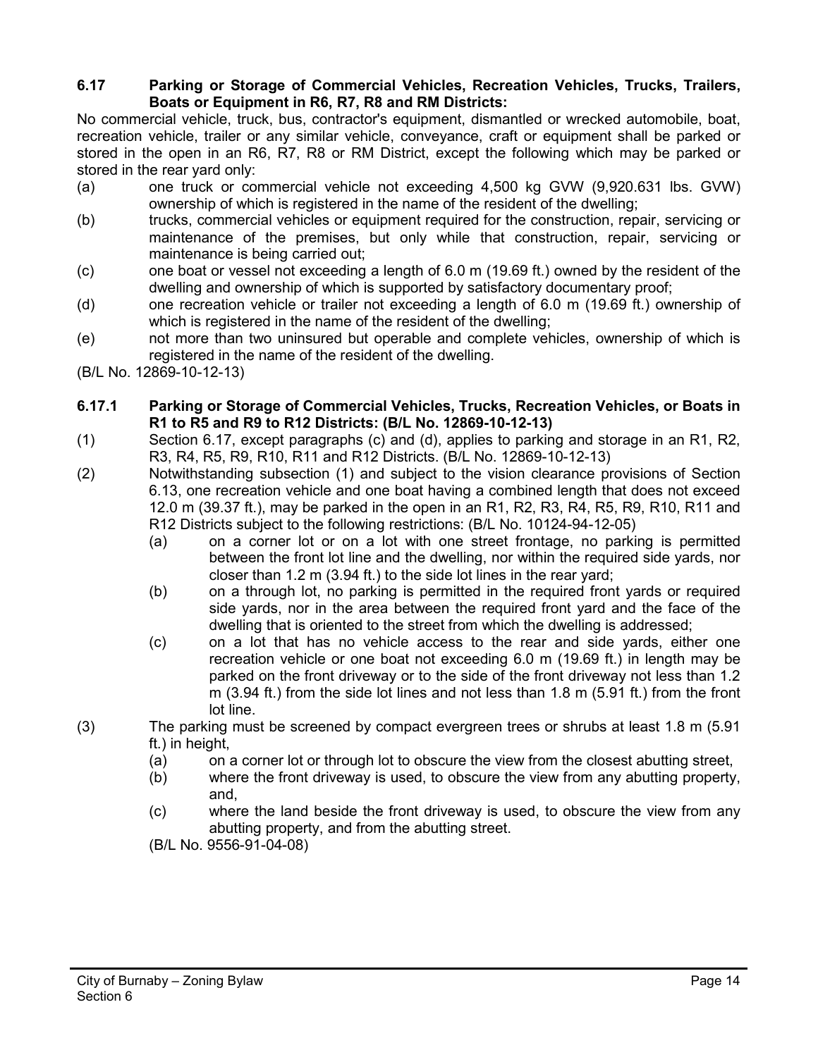### 6.17 Parking or Storage of Commercial Vehicles, Recreation Vehicles, Trucks, Trailers, Boats or Equipment in R6, R7, R8 and RM Districts:

No commercial vehicle, truck, bus, contractor's equipment, dismantled or wrecked automobile, boat, recreation vehicle, trailer or any similar vehicle, conveyance, craft or equipment shall be parked or stored in the open in an R6, R7, R8 or RM District, except the following which may be parked or stored in the rear yard only:

(a) one truck or commercial vehicle not exceeding 4,500 kg GVW (9,920.631 lbs. GVW) ownership of which is registered in the name of the resident of the dwelling;

(b) trucks, commercial vehicles or equipment required for the construction, repair, servicing or maintenance of the premises, but only while that construction, repair, servicing or maintenance is being carried out;

(c) one boat or vessel not exceeding a length of 6.0 m (19.69 ft.) owned by the resident of the dwelling and ownership of which is supported by satisfactory documentary proof;

(d) one recreation vehicle or trailer not exceeding a length of 6.0 m (19.69 ft.) ownership of which is registered in the name of the resident of the dwelling;

(e) not more than two uninsured but operable and complete vehicles, ownership of which is registered in the name of the resident of the dwelling.

(B/L No. 12869-10-12-13)

### 6.17.1 Parking or Storage of Commercial Vehicles, Trucks, Recreation Vehicles, or Boats in R1 to R5 and R9 to R12 Districts: (B/L No. 12869-10-12-13)

(1) Section 6.17, except paragraphs (c) and (d), applies to parking and storage in an R1, R2, R3, R4, R5, R9, R10, R11 and R12 Districts. (B/L No. 12869-10-12-13)

(2) Notwithstanding subsection (1) and subject to the vision clearance provisions of Section 6.13, one recreation vehicle and one boat having a combined length that does not exceed 12.0 m (39.37 ft.), may be parked in the open in an R1, R2, R3, R4, R5, R9, R10, R11 and R12 Districts subject to the following restrictions: (B/L No. 10124-94-12-05)

   (a) on a corner lot or on a lot with one street frontage, no parking is permitted between the front lot line and the dwelling, nor within the required side yards, nor closer than 1.2 m (3.94 ft.) to the side lot lines in the rear yard;

   (b) on a through lot, no parking is permitted in the required front yards or required side yards, nor in the area between the required front yard and the face of the dwelling that is oriented to the street from which the dwelling is addressed;

   (c) on a lot that has no vehicle access to the rear and side yards, either one recreation vehicle or one boat not exceeding 6.0 m (19.69 ft.) in length may be parked on the front driveway or to the side of the front driveway not less than 1.2 m (3.94 ft.) from the side lot lines and not less than 1.8 m (5.91 ft.) from the front lot line.

(3) The parking must be screened by compact evergreen trees or shrubs at least 1.8 m (5.91 ft.) in height,

   (a) on a corner lot or through lot to obscure the view from the closest abutting street,

   (b) where the front driveway is used, to obscure the view from any abutting property, and,

   (c) where the land beside the front driveway is used, to obscure the view from any abutting property, and from the abutting street.

   (B/L No. 9556-91-04-08)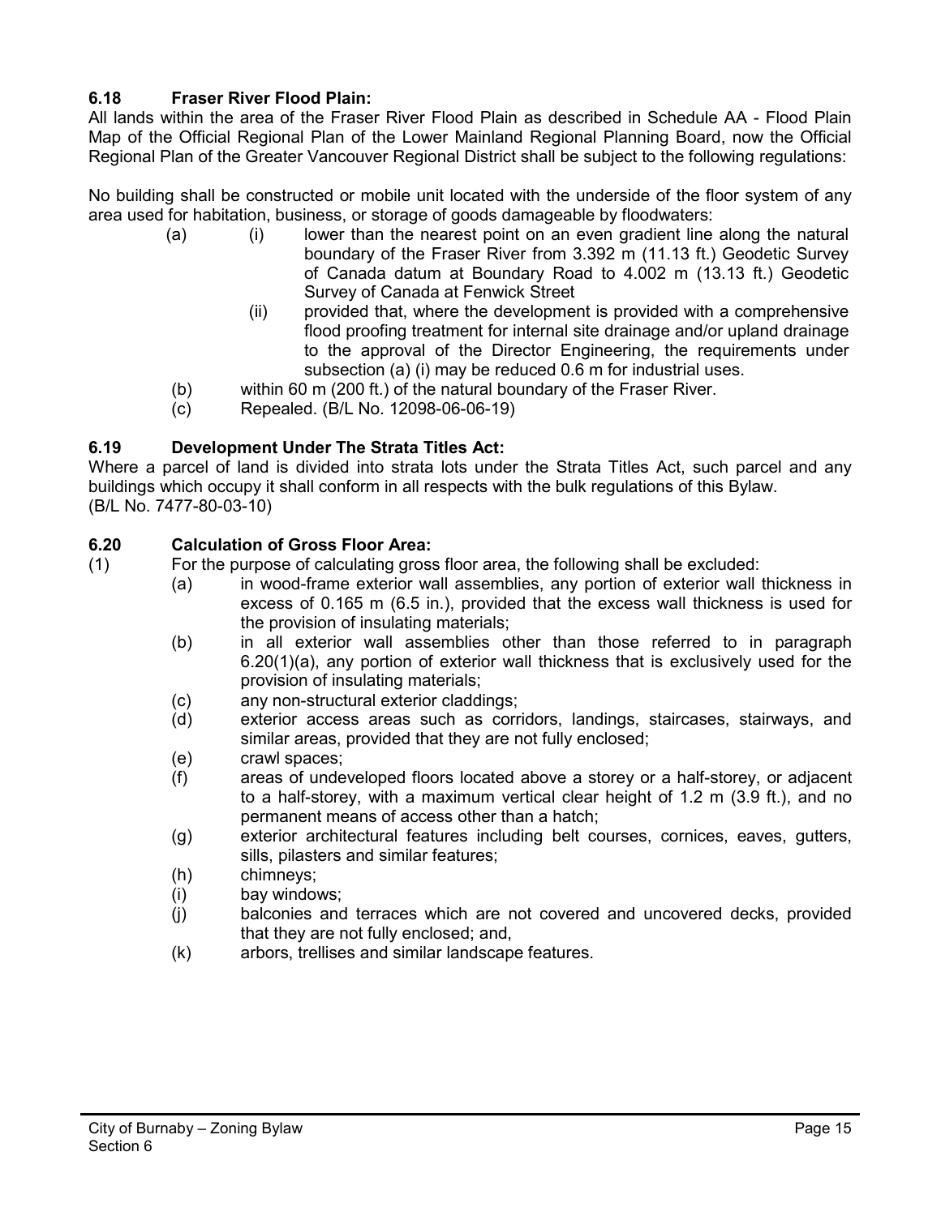### 6.18 Fraser River Flood Plain:

All lands within the area of the Fraser River Flood Plain as described in Schedule AA - Flood Plain Map of the Official Regional Plan of the Lower Mainland Regional Planning Board, now the Official Regional Plan of the Greater Vancouver Regional District shall be subject to the following regulations:

No building shall be constructed or mobile unit located with the underside of the floor system of any area used for habitation, business, or storage of goods damageable by floodwaters:

- (a)
  - (i) lower than the nearest point on an even gradient line along the natural boundary of the Fraser River from 3.392 m (11.13 ft.) Geodetic Survey of Canada datum at Boundary Road to 4.002 m (13.13 ft.) Geodetic Survey of Canada at Fenwick Street
  - (ii) provided that, where the development is provided with a comprehensive flood proofing treatment for internal site drainage and/or upland drainage to the approval of the Director Engineering, the requirements under subsection (a) (i) may be reduced 0.6 m for industrial uses.
- (b) within 60 m (200 ft.) of the natural boundary of the Fraser River.
- (c) Repealed. (B/L No. 12098-06-06-19)

### 6.19 Development Under The Strata Titles Act:

Where a parcel of land is divided into strata lots under the Strata Titles Act, such parcel and any buildings which occupy it shall conform in all respects with the bulk regulations of this Bylaw. (B/L No. 7477-80-03-10)

### 6.20 Calculation of Gross Floor Area:

(1) For the purpose of calculating gross floor area, the following shall be excluded:

- (a) in wood-frame exterior wall assemblies, any portion of exterior wall thickness in excess of 0.165 m (6.5 in.), provided that the excess wall thickness is used for the provision of insulating materials;
- (b) in all exterior wall assemblies other than those referred to in paragraph 6.20(1)(a), any portion of exterior wall thickness that is exclusively used for the provision of insulating materials;
- (c) any non-structural exterior claddings;
- (d) exterior access areas such as corridors, landings, staircases, stairways, and similar areas, provided that they are not fully enclosed;
- (e) crawl spaces;
- (f) areas of undeveloped floors located above a storey or a half-storey, or adjacent to a half-storey, with a maximum vertical clear height of 1.2 m (3.9 ft.), and no permanent means of access other than a hatch;
- (g) exterior architectural features including belt courses, cornices, eaves, gutters, sills, pilasters and similar features;
- (h) chimneys;
- (i) bay windows;
- (j) balconies and terraces which are not covered and uncovered decks, provided that they are not fully enclosed; and,
- (k) arbors, trellises and similar landscape features.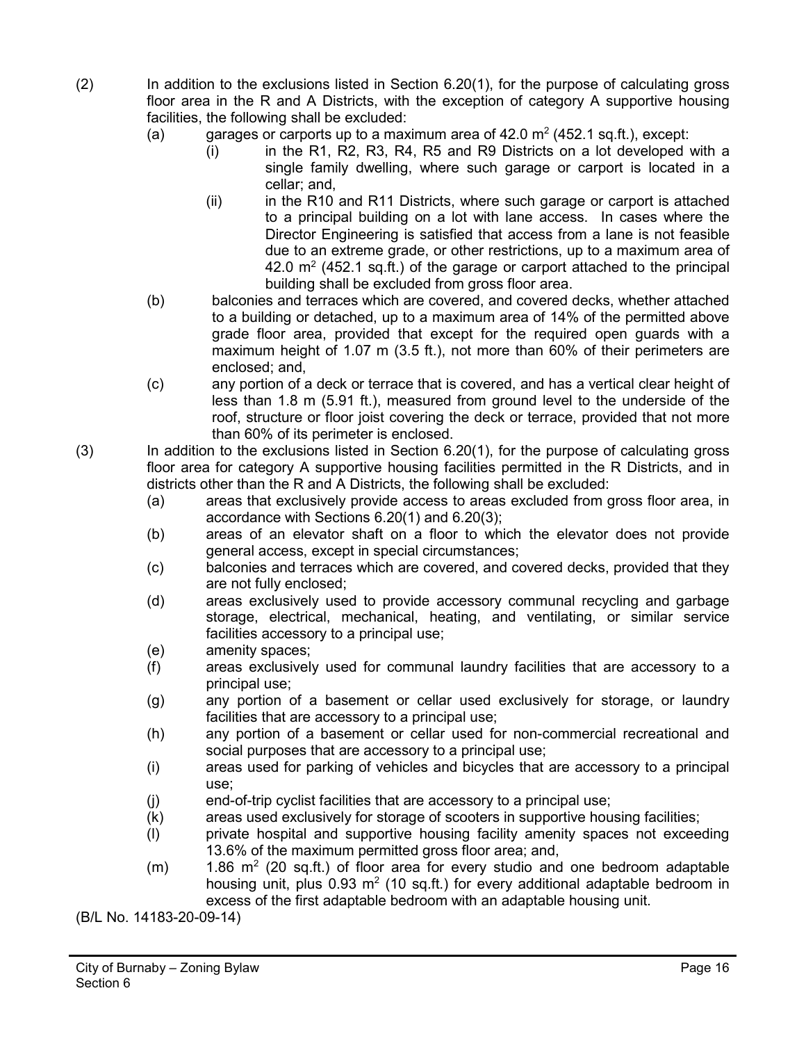(2) In addition to the exclusions listed in Section 6.20(1), for the purpose of calculating gross floor area in the R and A Districts, with the exception of category A supportive housing facilities, the following shall be excluded:

- (a) garages or carports up to a maximum area of 42.0 $m^2$ (452.1 sq.ft.), except:
  - (i) in the R1, R2, R3, R4, R5 and R9 Districts on a lot developed with a single family dwelling, where such garage or carport is located in a cellar; and,
  - (ii) in the R10 and R11 Districts, where such garage or carport is attached to a principal building on a lot with lane access. In cases where the Director Engineering is satisfied that access from a lane is not feasible due to an extreme grade, or other restrictions, up to a maximum area of 42.0 $m^2$ (452.1 sq.ft.) of the garage or carport attached to the principal building shall be excluded from gross floor area.
- (b) balconies and terraces which are covered, and covered decks, whether attached to a building or detached, up to a maximum area of 14% of the permitted above grade floor area, provided that except for the required open guards with a maximum height of 1.07 m (3.5 ft.), not more than 60% of their perimeters are enclosed; and,
- (c) any portion of a deck or terrace that is covered, and has a vertical clear height of less than 1.8 m (5.91 ft.), measured from ground level to the underside of the roof, structure or floor joist covering the deck or terrace, provided that not more than 60% of its perimeter is enclosed.

(3) In addition to the exclusions listed in Section 6.20(1), for the purpose of calculating gross floor area for category A supportive housing facilities permitted in the R Districts, and in districts other than the R and A Districts, the following shall be excluded:

- (a) areas that exclusively provide access to areas excluded from gross floor area, in accordance with Sections 6.20(1) and 6.20(3);
- (b) areas of an elevator shaft on a floor to which the elevator does not provide general access, except in special circumstances;
- (c) balconies and terraces which are covered, and covered decks, provided that they are not fully enclosed;
- (d) areas exclusively used to provide accessory communal recycling and garbage storage, electrical, mechanical, heating, and ventilating, or similar service facilities accessory to a principal use;
- (e) amenity spaces;
- (f) areas exclusively used for communal laundry facilities that are accessory to a principal use;
- (g) any portion of a basement or cellar used exclusively for storage, or laundry facilities that are accessory to a principal use;
- (h) any portion of a basement or cellar used for non-commercial recreational and social purposes that are accessory to a principal use;
- (i) areas used for parking of vehicles and bicycles that are accessory to a principal use;
- (j) end-of-trip cyclist facilities that are accessory to a principal use;
- (k) areas used exclusively for storage of scooters in supportive housing facilities;
- (l) private hospital and supportive housing facility amenity spaces not exceeding 13.6% of the maximum permitted gross floor area; and,
- (m) 1.86 $m^2$ (20 sq.ft.) of floor area for every studio and one bedroom adaptable housing unit, plus 0.93 $m^2$ (10 sq.ft.) for every additional adaptable bedroom in excess of the first adaptable bedroom with an adaptable housing unit.

(B/L No. 14183-20-09-14)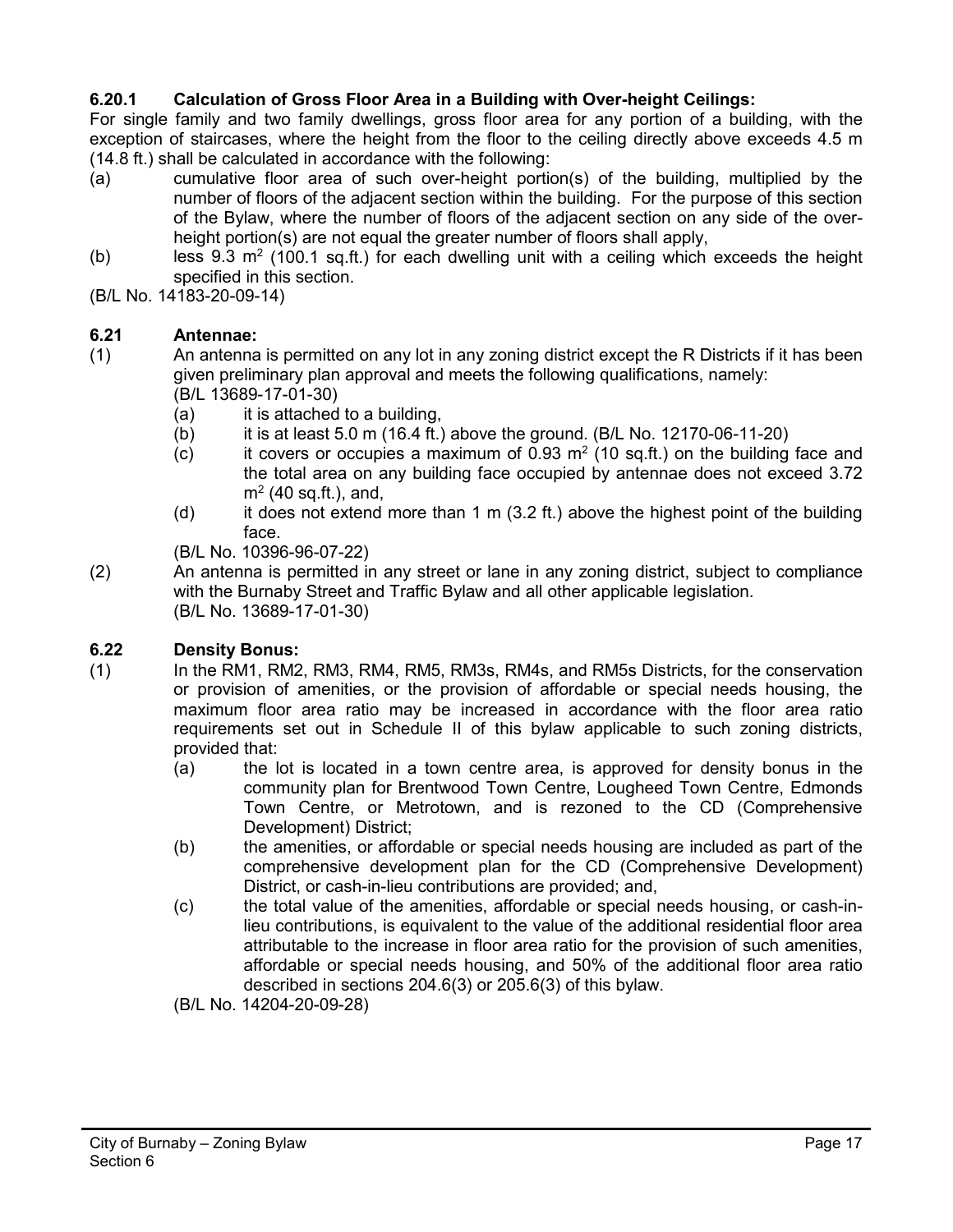**6.20.1 Calculation of Gross Floor Area in a Building with Over-height Ceilings:**

For single family and two family dwellings, gross floor area for any portion of a building, with the exception of staircases, where the height from the floor to the ceiling directly above exceeds 4.5 m (14.8 ft.) shall be calculated in accordance with the following:

(a) cumulative floor area of such over-height portion(s) of the building, multiplied by the number of floors of the adjacent section within the building. For the purpose of this section of the Bylaw, where the number of floors of the adjacent section on any side of the over-height portion(s) are not equal the greater number of floors shall apply,

(b) less 9.3 $m^2$ (100.1 sq.ft.) for each dwelling unit with a ceiling which exceeds the height specified in this section.

(B/L No. 14183-20-09-14)

**6.21 Antennae:**

(1) An antenna is permitted on any lot in any zoning district except the R Districts if it has been given preliminary plan approval and meets the following qualifications, namely:
(B/L 13689-17-01-30)

- (a) it is attached to a building,
- (b) it is at least 5.0 m (16.4 ft.) above the ground. (B/L No. 12170-06-11-20)
- (c) it covers or occupies a maximum of 0.93 $m^2$ (10 sq.ft.) on the building face and the total area on any building face occupied by antennae does not exceed 3.72 $m^2$ (40 sq.ft.), and,
- (d) it does not extend more than 1 m (3.2 ft.) above the highest point of the building face.

(B/L No. 10396-96-07-22)

(2) An antenna is permitted in any street or lane in any zoning district, subject to compliance with the Burnaby Street and Traffic Bylaw and all other applicable legislation.
(B/L No. 13689-17-01-30)

**6.22 Density Bonus:**

(1) In the RM1, RM2, RM3, RM4, RM5, RM3s, RM4s, and RM5s Districts, for the conservation or provision of amenities, or the provision of affordable or special needs housing, the maximum floor area ratio may be increased in accordance with the floor area ratio requirements set out in Schedule II of this bylaw applicable to such zoning districts, provided that:

- (a) the lot is located in a town centre area, is approved for density bonus in the community plan for Brentwood Town Centre, Lougheed Town Centre, Edmonds Town Centre, or Metrotown, and is rezoned to the CD (Comprehensive Development) District;
- (b) the amenities, or affordable or special needs housing are included as part of the comprehensive development plan for the CD (Comprehensive Development) District, or cash-in-lieu contributions are provided; and,
- (c) the total value of the amenities, affordable or special needs housing, or cash-in-lieu contributions, is equivalent to the value of the additional residential floor area attributable to the increase in floor area ratio for the provision of such amenities, affordable or special needs housing, and 50% of the additional floor area ratio described in sections 204.6(3) or 205.6(3) of this bylaw.

(B/L No. 14204-20-09-28)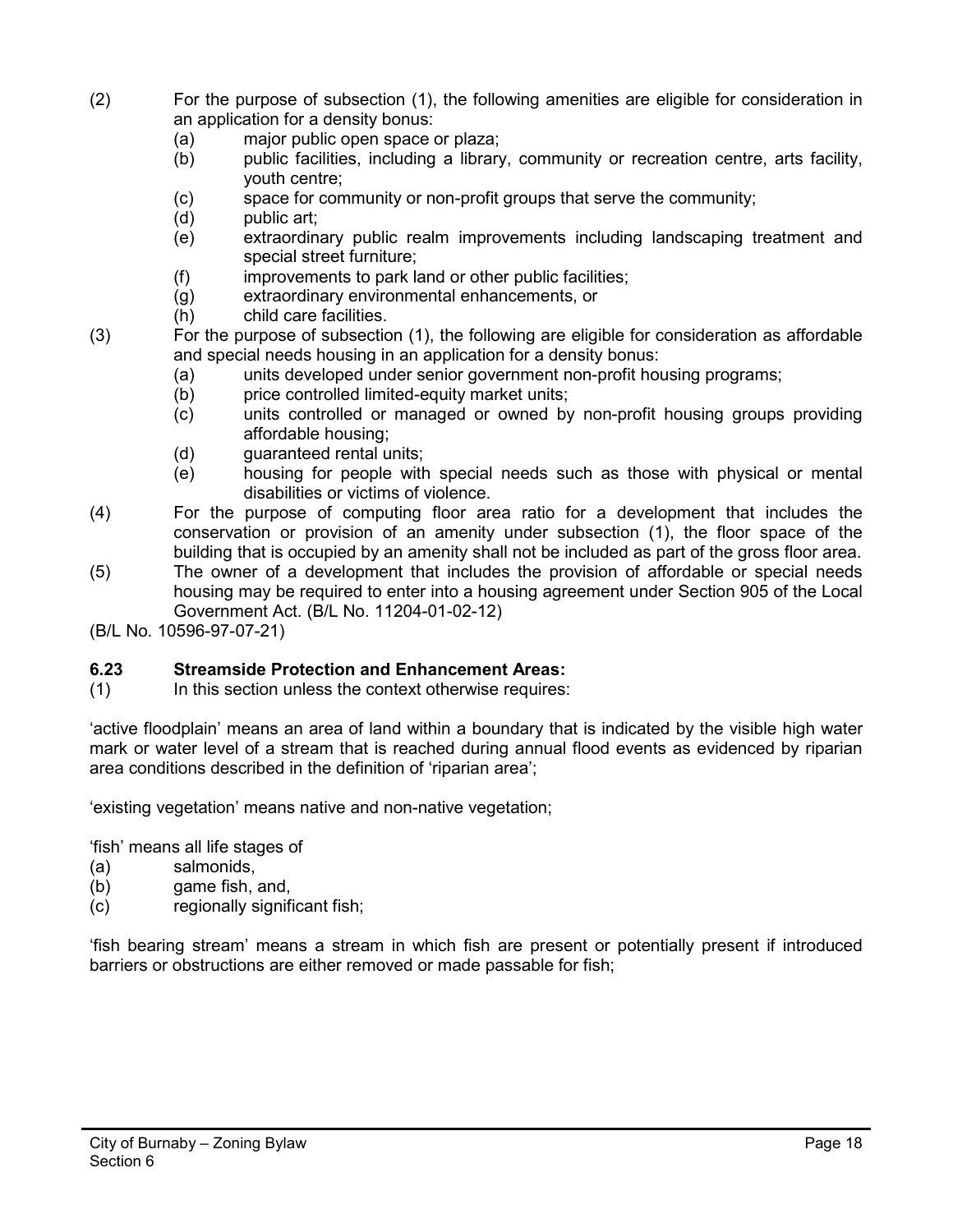(2) For the purpose of subsection (1), the following amenities are eligible for consideration in an application for a density bonus:
  (a) major public open space or plaza;
  (b) public facilities, including a library, community or recreation centre, arts facility, youth centre;
  (c) space for community or non-profit groups that serve the community;
  (d) public art;
  (e) extraordinary public realm improvements including landscaping treatment and special street furniture;
  (f) improvements to park land or other public facilities;
  (g) extraordinary environmental enhancements, or
  (h) child care facilities.

(3) For the purpose of subsection (1), the following are eligible for consideration as affordable and special needs housing in an application for a density bonus:
  (a) units developed under senior government non-profit housing programs;
  (b) price controlled limited-equity market units;
  (c) units controlled or managed or owned by non-profit housing groups providing affordable housing;
  (d) guaranteed rental units;
  (e) housing for people with special needs such as those with physical or mental disabilities or victims of violence.

(4) For the purpose of computing floor area ratio for a development that includes the conservation or provision of an amenity under subsection (1), the floor space of the building that is occupied by an amenity shall not be included as part of the gross floor area.

(5) The owner of a development that includes the provision of affordable or special needs housing may be required to enter into a housing agreement under Section 905 of the Local Government Act. (B/L No. 11204-01-02-12)

(B/L No. 10596-97-07-21)

### 6.23 Streamside Protection and Enhancement Areas:

(1) In this section unless the context otherwise requires:

'active floodplain' means an area of land within a boundary that is indicated by the visible high water mark or water level of a stream that is reached during annual flood events as evidenced by riparian area conditions described in the definition of 'riparian area';

'existing vegetation' means native and non-native vegetation;

'fish' means all life stages of
  (a) salmonids,
  (b) game fish, and,
  (c) regionally significant fish;

'fish bearing stream' means a stream in which fish are present or potentially present if introduced barriers or obstructions are either removed or made passable for fish;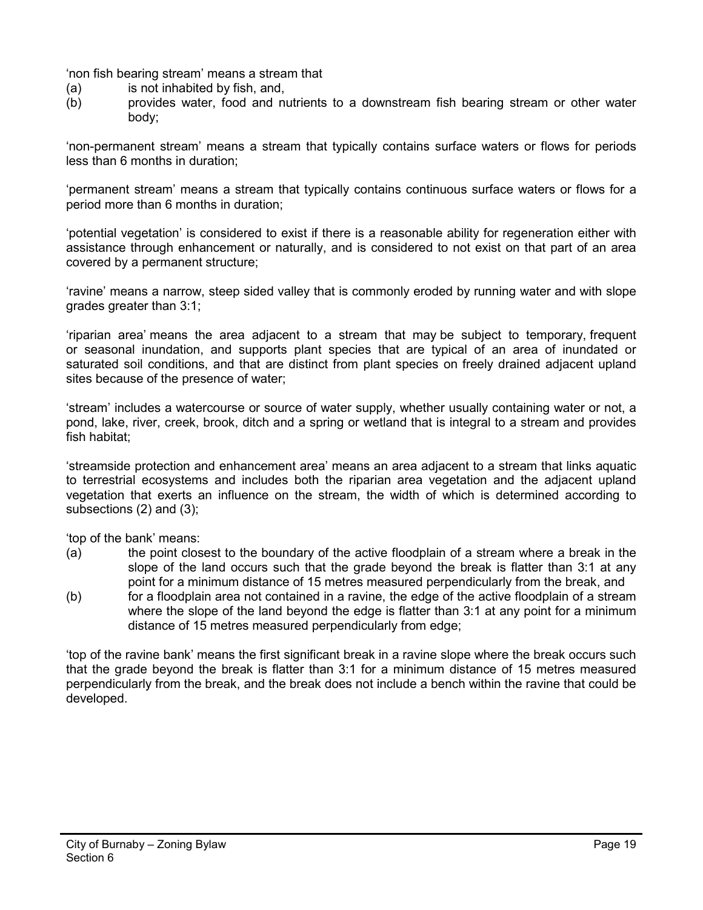'non fish bearing stream' means a stream that

(a) is not inhabited by fish, and,

(b) provides water, food and nutrients to a downstream fish bearing stream or other water body;

'non-permanent stream' means a stream that typically contains surface waters or flows for periods less than 6 months in duration;

'permanent stream' means a stream that typically contains continuous surface waters or flows for a period more than 6 months in duration;

'potential vegetation' is considered to exist if there is a reasonable ability for regeneration either with assistance through enhancement or naturally, and is considered to not exist on that part of an area covered by a permanent structure;

'ravine' means a narrow, steep sided valley that is commonly eroded by running water and with slope grades greater than 3:1;

'riparian area' means the area adjacent to a stream that may be subject to temporary, frequent or seasonal inundation, and supports plant species that are typical of an area of inundated or saturated soil conditions, and that are distinct from plant species on freely drained adjacent upland sites because of the presence of water;

'stream' includes a watercourse or source of water supply, whether usually containing water or not, a pond, lake, river, creek, brook, ditch and a spring or wetland that is integral to a stream and provides fish habitat;

'streamside protection and enhancement area' means an area adjacent to a stream that links aquatic to terrestrial ecosystems and includes both the riparian area vegetation and the adjacent upland vegetation that exerts an influence on the stream, the width of which is determined according to subsections (2) and (3);

'top of the bank' means:

(a) the point closest to the boundary of the active floodplain of a stream where a break in the slope of the land occurs such that the grade beyond the break is flatter than 3:1 at any point for a minimum distance of 15 metres measured perpendicularly from the break, and

(b) for a floodplain area not contained in a ravine, the edge of the active floodplain of a stream where the slope of the land beyond the edge is flatter than 3:1 at any point for a minimum distance of 15 metres measured perpendicularly from edge;

'top of the ravine bank' means the first significant break in a ravine slope where the break occurs such that the grade beyond the break is flatter than 3:1 for a minimum distance of 15 metres measured perpendicularly from the break, and the break does not include a bench within the ravine that could be developed.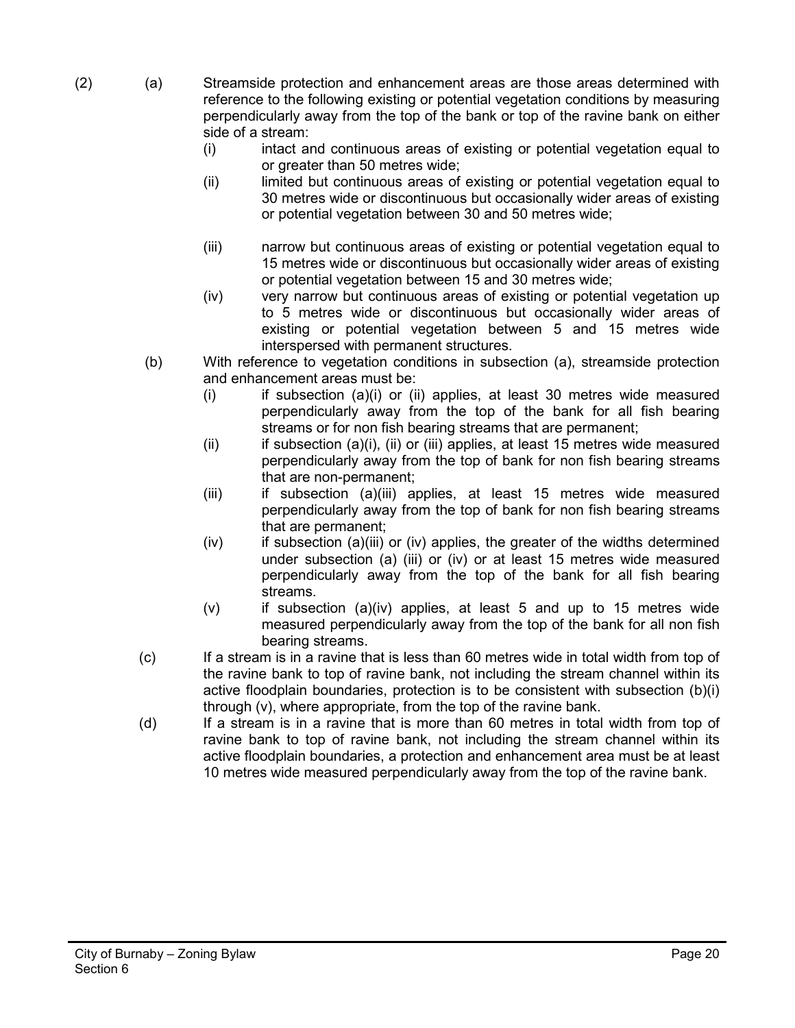(2) (a) Streamside protection and enhancement areas are those areas determined with reference to the following existing or potential vegetation conditions by measuring perpendicularly away from the top of the bank or top of the ravine bank on either side of a stream:

   (i) intact and continuous areas of existing or potential vegetation equal to or greater than 50 metres wide;

   (ii) limited but continuous areas of existing or potential vegetation equal to 30 metres wide or discontinuous but occasionally wider areas of existing or potential vegetation between 30 and 50 metres wide;

   (iii) narrow but continuous areas of existing or potential vegetation equal to 15 metres wide or discontinuous but occasionally wider areas of existing or potential vegetation between 15 and 30 metres wide;

   (iv) very narrow but continuous areas of existing or potential vegetation up to 5 metres wide or discontinuous but occasionally wider areas of existing or potential vegetation between 5 and 15 metres wide interspersed with permanent structures.

(b) With reference to vegetation conditions in subsection (a), streamside protection and enhancement areas must be:

   (i) if subsection (a)(i) or (ii) applies, at least 30 metres wide measured perpendicularly away from the top of the bank for all fish bearing streams or for non fish bearing streams that are permanent;

   (ii) if subsection (a)(i), (ii) or (iii) applies, at least 15 metres wide measured perpendicularly away from the top of bank for non fish bearing streams that are non-permanent;

   (iii) if subsection (a)(iii) applies, at least 15 metres wide measured perpendicularly away from the top of bank for non fish bearing streams that are permanent;

   (iv) if subsection (a)(iii) or (iv) applies, the greater of the widths determined under subsection (a) (iii) or (iv) or at least 15 metres wide measured perpendicularly away from the top of the bank for all fish bearing streams.

   (v) if subsection (a)(iv) applies, at least 5 and up to 15 metres wide measured perpendicularly away from the top of the bank for all non fish bearing streams.

(c) If a stream is in a ravine that is less than 60 metres wide in total width from top of the ravine bank to top of ravine bank, not including the stream channel within its active floodplain boundaries, protection is to be consistent with subsection (b)(i) through (v), where appropriate, from the top of the ravine bank.

(d) If a stream is in a ravine that is more than 60 metres in total width from top of ravine bank to top of ravine bank, not including the stream channel within its active floodplain boundaries, a protection and enhancement area must be at least 10 metres wide measured perpendicularly away from the top of the ravine bank.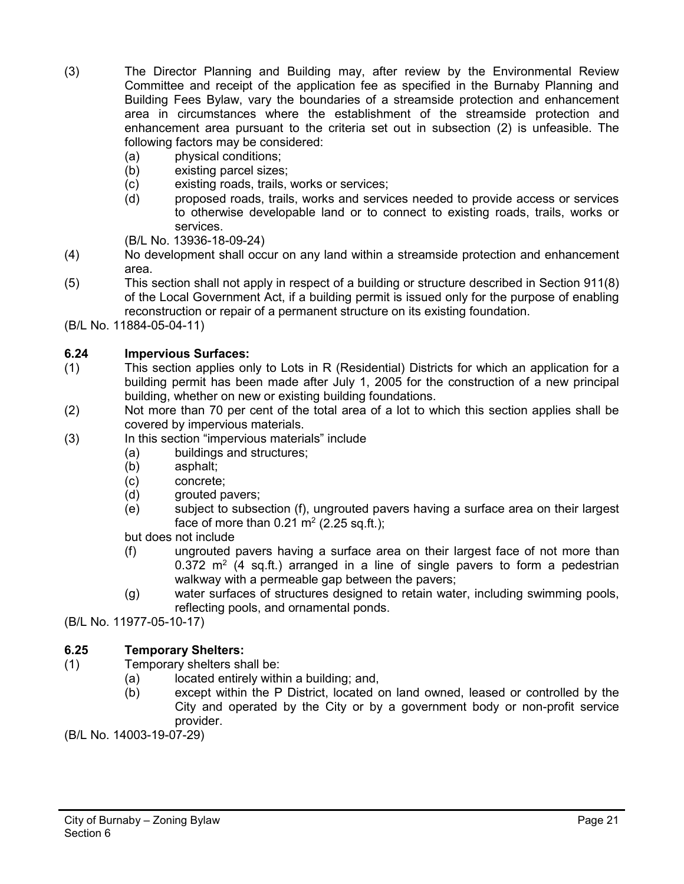(3) The Director Planning and Building may, after review by the Environmental Review Committee and receipt of the application fee as specified in the Burnaby Planning and Building Fees Bylaw, vary the boundaries of a streamside protection and enhancement area in circumstances where the establishment of the streamside protection and enhancement area pursuant to the criteria set out in subsection (2) is unfeasible. The following factors may be considered:
  - (a) physical conditions;
  - (b) existing parcel sizes;
  - (c) existing roads, trails, works or services;
  - (d) proposed roads, trails, works and services needed to provide access or services to otherwise developable land or to connect to existing roads, trails, works or services.

  (B/L No. 13936-18-09-24)

(4) No development shall occur on any land within a streamside protection and enhancement area.

(5) This section shall not apply in respect of a building or structure described in Section 911(8) of the Local Government Act, if a building permit is issued only for the purpose of enabling reconstruction or repair of a permanent structure on its existing foundation.

(B/L No. 11884-05-04-11)

### 6.24 Impervious Surfaces:

(1) This section applies only to Lots in R (Residential) Districts for which an application for a building permit has been made after July 1, 2005 for the construction of a new principal building, whether on new or existing building foundations.

(2) Not more than 70 per cent of the total area of a lot to which this section applies shall be covered by impervious materials.

(3) In this section "impervious materials" include
  - (a) buildings and structures;
  - (b) asphalt;
  - (c) concrete;
  - (d) grouted pavers;
  - (e) subject to subsection (f), ungrouted pavers having a surface area on their largest face of more than 0.21 $m^2$ (2.25 sq.ft.);

  but does not include
  - (f) ungrouted pavers having a surface area on their largest face of not more than 0.372 $m^2$ (4 sq.ft.) arranged in a line of single pavers to form a pedestrian walkway with a permeable gap between the pavers;
  - (g) water surfaces of structures designed to retain water, including swimming pools, reflecting pools, and ornamental ponds.

(B/L No. 11977-05-10-17)

### 6.25 Temporary Shelters:

(1) Temporary shelters shall be:
  - (a) located entirely within a building; and,
  - (b) except within the P District, located on land owned, leased or controlled by the City and operated by the City or by a government body or non-profit service provider.

(B/L No. 14003-19-07-29)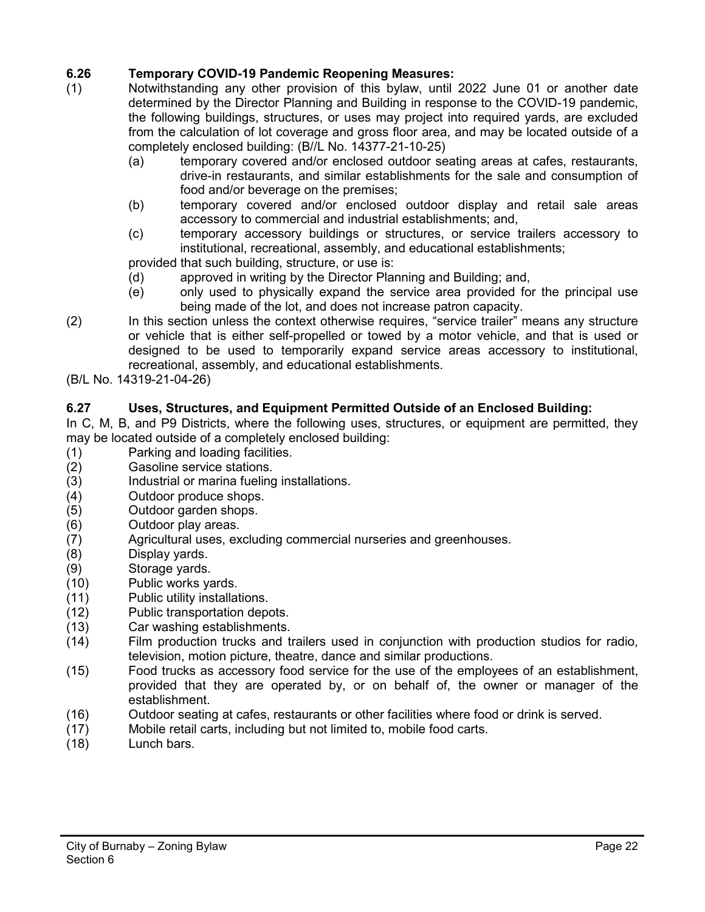### 6.26 Temporary COVID-19 Pandemic Reopening Measures:

(1) Notwithstanding any other provision of this bylaw, until 2022 June 01 or another date determined by the Director Planning and Building in response to the COVID-19 pandemic, the following buildings, structures, or uses may project into required yards, are excluded from the calculation of lot coverage and gross floor area, and may be located outside of a completely enclosed building: (B//L No. 14377-21-10-25)

  (a) temporary covered and/or enclosed outdoor seating areas at cafes, restaurants, drive-in restaurants, and similar establishments for the sale and consumption of food and/or beverage on the premises;

  (b) temporary covered and/or enclosed outdoor display and retail sale areas accessory to commercial and industrial establishments; and,

  (c) temporary accessory buildings or structures, or service trailers accessory to institutional, recreational, assembly, and educational establishments;

  provided that such building, structure, or use is:

  (d) approved in writing by the Director Planning and Building; and,

  (e) only used to physically expand the service area provided for the principal use being made of the lot, and does not increase patron capacity.

(2) In this section unless the context otherwise requires, "service trailer" means any structure or vehicle that is either self-propelled or towed by a motor vehicle, and that is used or designed to be used to temporarily expand service areas accessory to institutional, recreational, assembly, and educational establishments.

(B/L No. 14319-21-04-26)

### 6.27 Uses, Structures, and Equipment Permitted Outside of an Enclosed Building:

In C, M, B, and P9 Districts, where the following uses, structures, or equipment are permitted, they may be located outside of a completely enclosed building:

(1) Parking and loading facilities.
(2) Gasoline service stations.
(3) Industrial or marina fueling installations.
(4) Outdoor produce shops.
(5) Outdoor garden shops.
(6) Outdoor play areas.
(7) Agricultural uses, excluding commercial nurseries and greenhouses.
(8) Display yards.
(9) Storage yards.
(10) Public works yards.
(11) Public utility installations.
(12) Public transportation depots.
(13) Car washing establishments.
(14) Film production trucks and trailers used in conjunction with production studios for radio, television, motion picture, theatre, dance and similar productions.
(15) Food trucks as accessory food service for the use of the employees of an establishment, provided that they are operated by, or on behalf of, the owner or manager of the establishment.
(16) Outdoor seating at cafes, restaurants or other facilities where food or drink is served.
(17) Mobile retail carts, including but not limited to, mobile food carts.
(18) Lunch bars.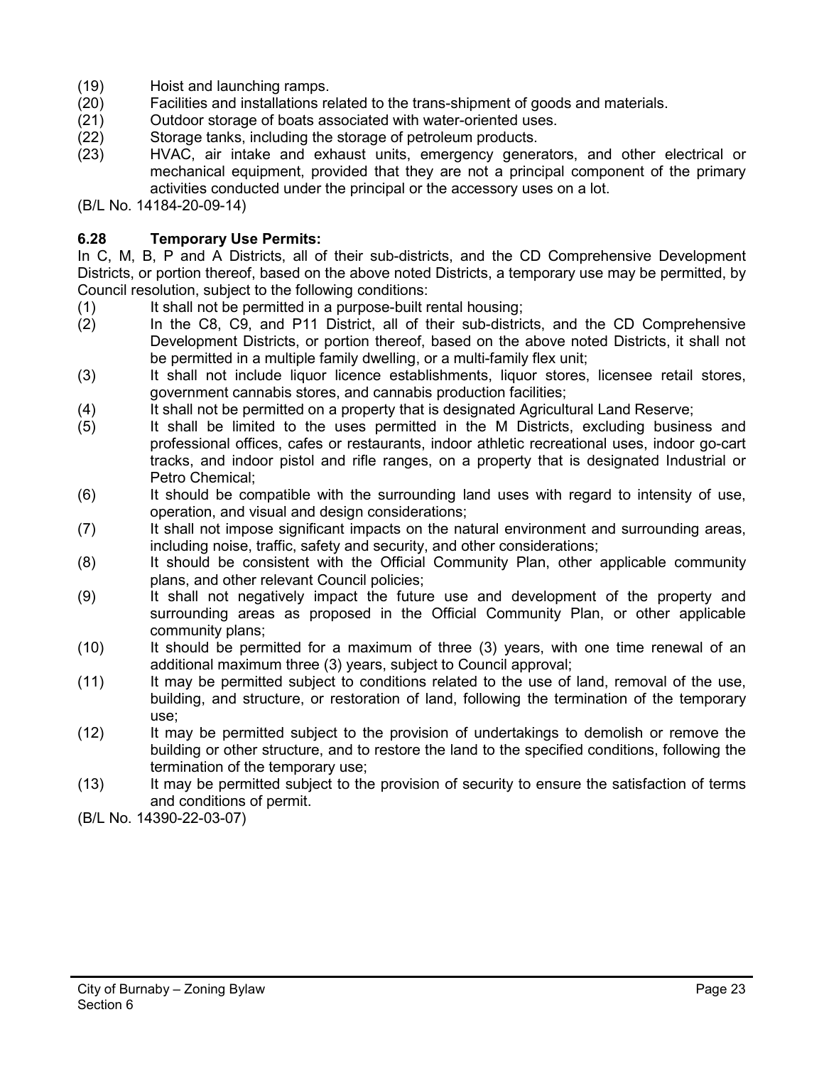(19) Hoist and launching ramps.
(20) Facilities and installations related to the trans-shipment of goods and materials.
(21) Outdoor storage of boats associated with water-oriented uses.
(22) Storage tanks, including the storage of petroleum products.
(23) HVAC, air intake and exhaust units, emergency generators, and other electrical or mechanical equipment, provided that they are not a principal component of the primary activities conducted under the principal or the accessory uses on a lot.

(B/L No. 14184-20-09-14)

### 6.28 Temporary Use Permits:

In C, M, B, P and A Districts, all of their sub-districts, and the CD Comprehensive Development Districts, or portion thereof, based on the above noted Districts, a temporary use may be permitted, by Council resolution, subject to the following conditions:

(1) It shall not be permitted in a purpose-built rental housing;
(2) In the C8, C9, and P11 District, all of their sub-districts, and the CD Comprehensive Development Districts, or portion thereof, based on the above noted Districts, it shall not be permitted in a multiple family dwelling, or a multi-family flex unit;
(3) It shall not include liquor licence establishments, liquor stores, licensee retail stores, government cannabis stores, and cannabis production facilities;
(4) It shall not be permitted on a property that is designated Agricultural Land Reserve;
(5) It shall be limited to the uses permitted in the M Districts, excluding business and professional offices, cafes or restaurants, indoor athletic recreational uses, indoor go-cart tracks, and indoor pistol and rifle ranges, on a property that is designated Industrial or Petro Chemical;
(6) It should be compatible with the surrounding land uses with regard to intensity of use, operation, and visual and design considerations;
(7) It shall not impose significant impacts on the natural environment and surrounding areas, including noise, traffic, safety and security, and other considerations;
(8) It should be consistent with the Official Community Plan, other applicable community plans, and other relevant Council policies;
(9) It shall not negatively impact the future use and development of the property and surrounding areas as proposed in the Official Community Plan, or other applicable community plans;
(10) It should be permitted for a maximum of three (3) years, with one time renewal of an additional maximum three (3) years, subject to Council approval;
(11) It may be permitted subject to conditions related to the use of land, removal of the use, building, and structure, or restoration of land, following the termination of the temporary use;
(12) It may be permitted subject to the provision of undertakings to demolish or remove the building or other structure, and to restore the land to the specified conditions, following the termination of the temporary use;
(13) It may be permitted subject to the provision of security to ensure the satisfaction of terms and conditions of permit.

(B/L No. 14390-22-03-07)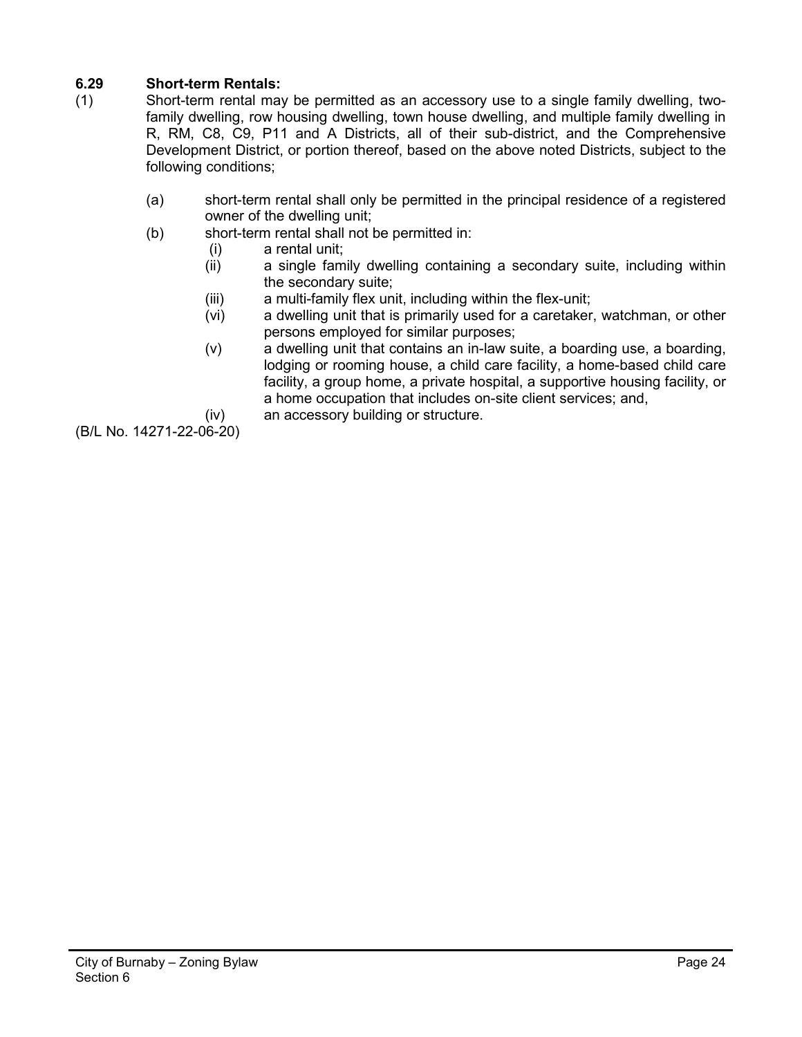### 6.29 Short-term Rentals:

(1) Short-term rental may be permitted as an accessory use to a single family dwelling, two-family dwelling, row housing dwelling, town house dwelling, and multiple family dwelling in R, RM, C8, C9, P11 and A Districts, all of their sub-district, and the Comprehensive Development District, or portion thereof, based on the above noted Districts, subject to the following conditions;

  (a) short-term rental shall only be permitted in the principal residence of a registered owner of the dwelling unit;

  (b) short-term rental shall not be permitted in:

    (i) a rental unit;

    (ii) a single family dwelling containing a secondary suite, including within the secondary suite;

    (iii) a multi-family flex unit, including within the flex-unit;

    (vi) a dwelling unit that is primarily used for a caretaker, watchman, or other persons employed for similar purposes;

    (v) a dwelling unit that contains an in-law suite, a boarding use, a boarding, lodging or rooming house, a child care facility, a home-based child care facility, a group home, a private hospital, a supportive housing facility, or a home occupation that includes on-site client services; and,

    (iv) an accessory building or structure.

(B/L No. 14271-22-06-20)